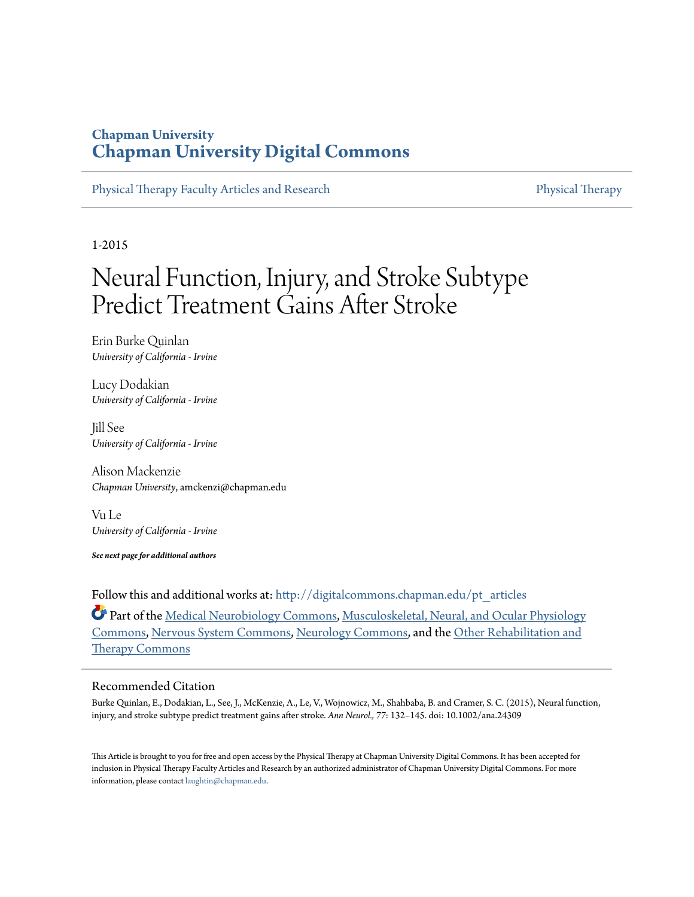**Chapman University**
**Chapman University Digital Commons**

Physical Therapy Faculty Articles and Research — Physical Therapy

1-2015

# Neural Function, Injury, and Stroke Subtype Predict Treatment Gains After Stroke

Erin Burke Quinlan
*University of California - Irvine*

Lucy Dodakian
*University of California - Irvine*

Jill See
*University of California - Irvine*

Alison Mackenzie
*Chapman University*, amckenzi@chapman.edu

Vu Le
*University of California - Irvine*

***See next page for additional authors***

Follow this and additional works at: http://digitalcommons.chapman.edu/pt_articles

Part of the Medical Neurobiology Commons, Musculoskeletal, Neural, and Ocular Physiology Commons, Nervous System Commons, Neurology Commons, and the Other Rehabilitation and Therapy Commons

## Recommended Citation

Burke Quinlan, E., Dodakian, L., See, J., McKenzie, A., Le, V., Wojnowicz, M., Shahbaba, B. and Cramer, S. C. (2015), Neural function, injury, and stroke subtype predict treatment gains after stroke. *Ann Neurol.,* 77: 132–145. doi: 10.1002/ana.24309

This Article is brought to you for free and open access by the Physical Therapy at Chapman University Digital Commons. It has been accepted for inclusion in Physical Therapy Faculty Articles and Research by an authorized administrator of Chapman University Digital Commons. For more information, please contact laughtin@chapman.edu.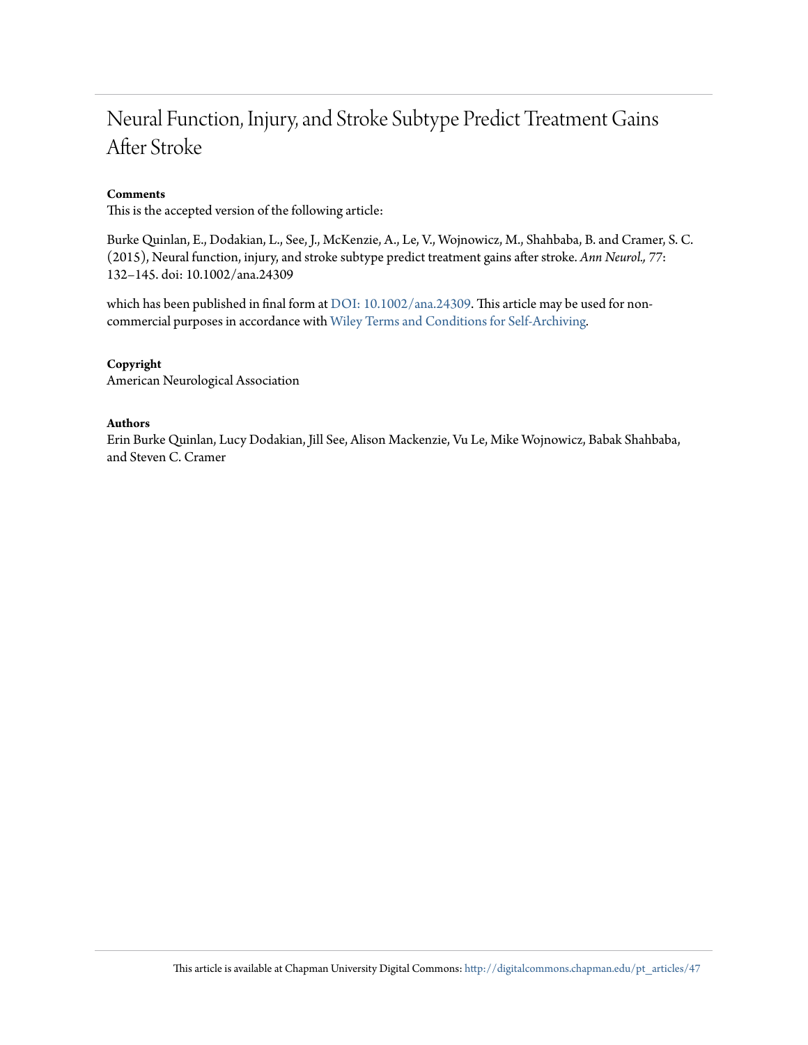# Neural Function, Injury, and Stroke Subtype Predict Treatment Gains After Stroke

**Comments**

This is the accepted version of the following article:

Burke Quinlan, E., Dodakian, L., See, J., McKenzie, A., Le, V., Wojnowicz, M., Shahbaba, B. and Cramer, S. C. (2015), Neural function, injury, and stroke subtype predict treatment gains after stroke. *Ann Neurol.*, 77: 132–145. doi: 10.1002/ana.24309

which has been published in final form at DOI: 10.1002/ana.24309. This article may be used for non-commercial purposes in accordance with Wiley Terms and Conditions for Self-Archiving.

**Copyright**

American Neurological Association

**Authors**

Erin Burke Quinlan, Lucy Dodakian, Jill See, Alison Mackenzie, Vu Le, Mike Wojnowicz, Babak Shahbaba, and Steven C. Cramer

This article is available at Chapman University Digital Commons: http://digitalcommons.chapman.edu/pt_articles/47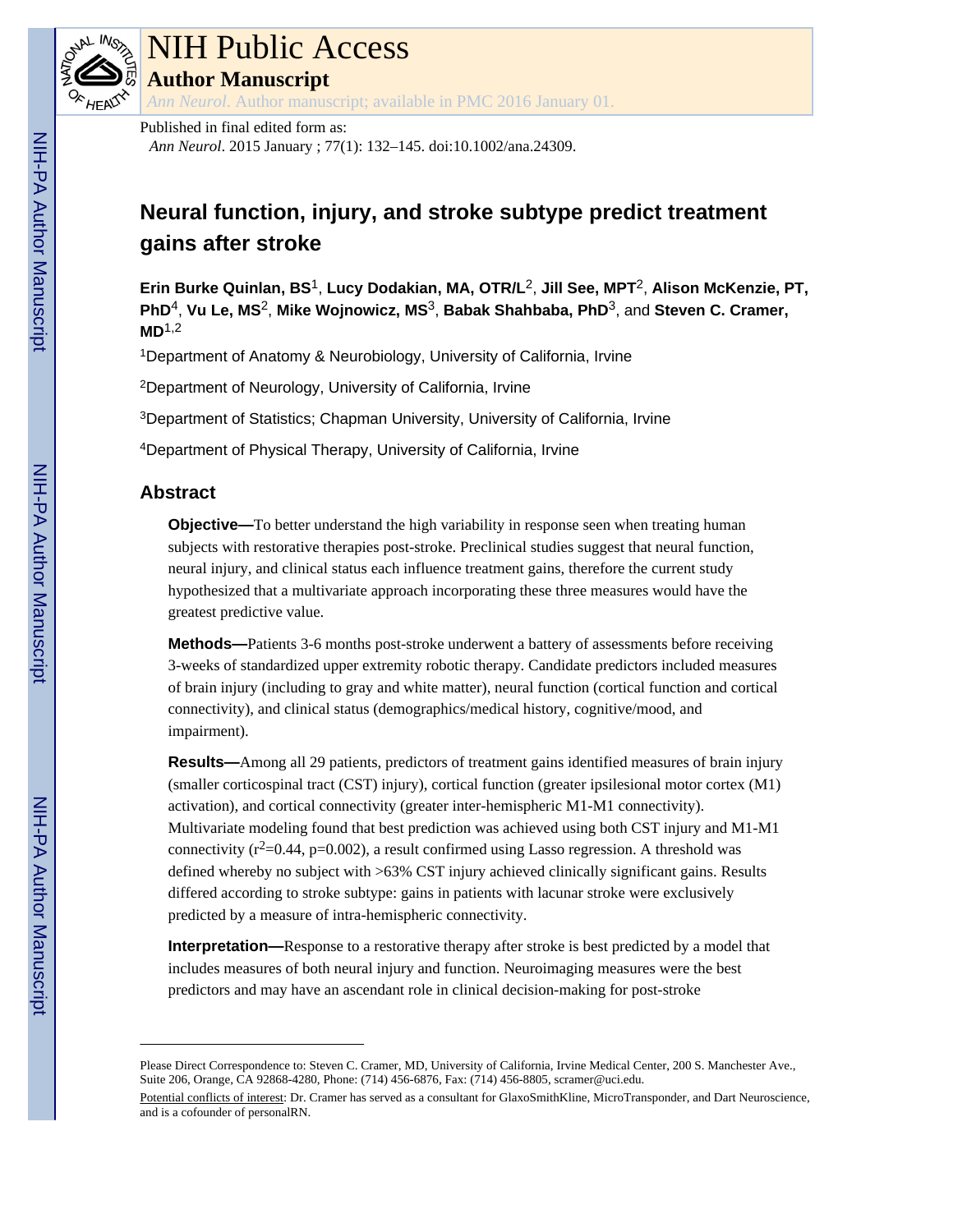Published in final edited form as:

*Ann Neurol*. 2015 January ; 77(1): 132–145. doi:10.1002/ana.24309.

# Neural function, injury, and stroke subtype predict treatment gains after stroke

**Erin Burke Quinlan, BS**[1], **Lucy Dodakian, MA, OTR/L**[2], **Jill See, MPT**[2], **Alison McKenzie, PT, PhD**[4], **Vu Le, MS**[2], **Mike Wojnowicz, MS**[3], **Babak Shahbaba, PhD**[3], and **Steven C. Cramer, MD**[1,2]

[1]Department of Anatomy & Neurobiology, University of California, Irvine

[2]Department of Neurology, University of California, Irvine

[3]Department of Statistics; Chapman University, University of California, Irvine

[4]Department of Physical Therapy, University of California, Irvine

## Abstract

**Objective—**To better understand the high variability in response seen when treating human subjects with restorative therapies post-stroke. Preclinical studies suggest that neural function, neural injury, and clinical status each influence treatment gains, therefore the current study hypothesized that a multivariate approach incorporating these three measures would have the greatest predictive value.

**Methods—**Patients 3-6 months post-stroke underwent a battery of assessments before receiving 3-weeks of standardized upper extremity robotic therapy. Candidate predictors included measures of brain injury (including to gray and white matter), neural function (cortical function and cortical connectivity), and clinical status (demographics/medical history, cognitive/mood, and impairment).

**Results—**Among all 29 patients, predictors of treatment gains identified measures of brain injury (smaller corticospinal tract (CST) injury), cortical function (greater ipsilesional motor cortex (M1) activation), and cortical connectivity (greater inter-hemispheric M1-M1 connectivity). Multivariate modeling found that best prediction was achieved using both CST injury and M1-M1 connectivity ($r^2$=0.44, p=0.002), a result confirmed using Lasso regression. A threshold was defined whereby no subject with >63% CST injury achieved clinically significant gains. Results differed according to stroke subtype: gains in patients with lacunar stroke were exclusively predicted by a measure of intra-hemispheric connectivity.

**Interpretation—**Response to a restorative therapy after stroke is best predicted by a model that includes measures of both neural injury and function. Neuroimaging measures were the best predictors and may have an ascendant role in clinical decision-making for post-stroke

---

Please Direct Correspondence to: Steven C. Cramer, MD, University of California, Irvine Medical Center, 200 S. Manchester Ave., Suite 206, Orange, CA 92868-4280, Phone: (714) 456-6876, Fax: (714) 456-8805, scramer@uci.edu.

Potential conflicts of interest: Dr. Cramer has served as a consultant for GlaxoSmithKline, MicroTransponder, and Dart Neuroscience, and is a cofounder of personalRN.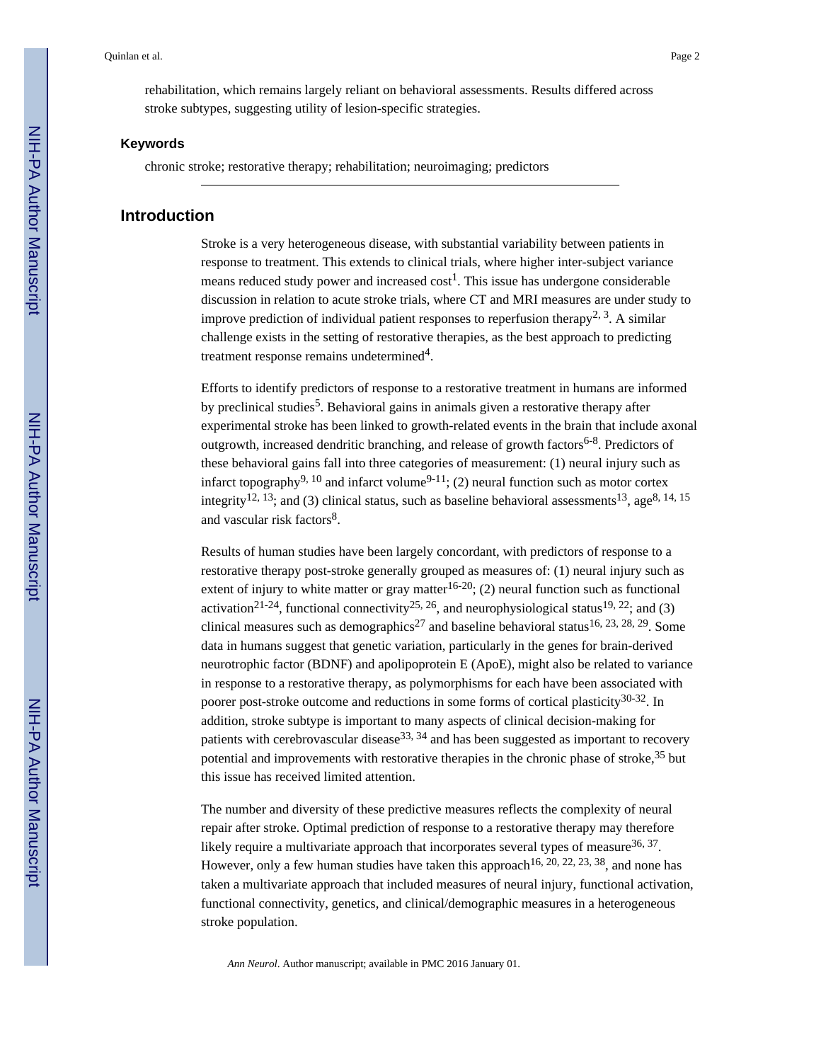rehabilitation, which remains largely reliant on behavioral assessments. Results differed across stroke subtypes, suggesting utility of lesion-specific strategies.

### Keywords

chronic stroke; restorative therapy; rehabilitation; neuroimaging; predictors

## Introduction

Stroke is a very heterogeneous disease, with substantial variability between patients in response to treatment. This extends to clinical trials, where higher inter-subject variance means reduced study power and increased cost[1]. This issue has undergone considerable discussion in relation to acute stroke trials, where CT and MRI measures are under study to improve prediction of individual patient responses to reperfusion therapy[2, 3]. A similar challenge exists in the setting of restorative therapies, as the best approach to predicting treatment response remains undetermined[4].

Efforts to identify predictors of response to a restorative treatment in humans are informed by preclinical studies[5]. Behavioral gains in animals given a restorative therapy after experimental stroke has been linked to growth-related events in the brain that include axonal outgrowth, increased dendritic branching, and release of growth factors[6-8]. Predictors of these behavioral gains fall into three categories of measurement: (1) neural injury such as infarct topography[9, 10] and infarct volume[9-11]; (2) neural function such as motor cortex integrity[12, 13]; and (3) clinical status, such as baseline behavioral assessments[13], age[8, 14, 15] and vascular risk factors[8].

Results of human studies have been largely concordant, with predictors of response to a restorative therapy post-stroke generally grouped as measures of: (1) neural injury such as extent of injury to white matter or gray matter[16-20]; (2) neural function such as functional activation[21-24], functional connectivity[25, 26], and neurophysiological status[19, 22]; and (3) clinical measures such as demographics[27] and baseline behavioral status[16, 23, 28, 29]. Some data in humans suggest that genetic variation, particularly in the genes for brain-derived neurotrophic factor (BDNF) and apolipoprotein E (ApoE), might also be related to variance in response to a restorative therapy, as polymorphisms for each have been associated with poorer post-stroke outcome and reductions in some forms of cortical plasticity[30-32]. In addition, stroke subtype is important to many aspects of clinical decision-making for patients with cerebrovascular disease[33, 34] and has been suggested as important to recovery potential and improvements with restorative therapies in the chronic phase of stroke,[35] but this issue has received limited attention.

The number and diversity of these predictive measures reflects the complexity of neural repair after stroke. Optimal prediction of response to a restorative therapy may therefore likely require a multivariate approach that incorporates several types of measure[36, 37]. However, only a few human studies have taken this approach[16, 20, 22, 23, 38], and none has taken a multivariate approach that included measures of neural injury, functional activation, functional connectivity, genetics, and clinical/demographic measures in a heterogeneous stroke population.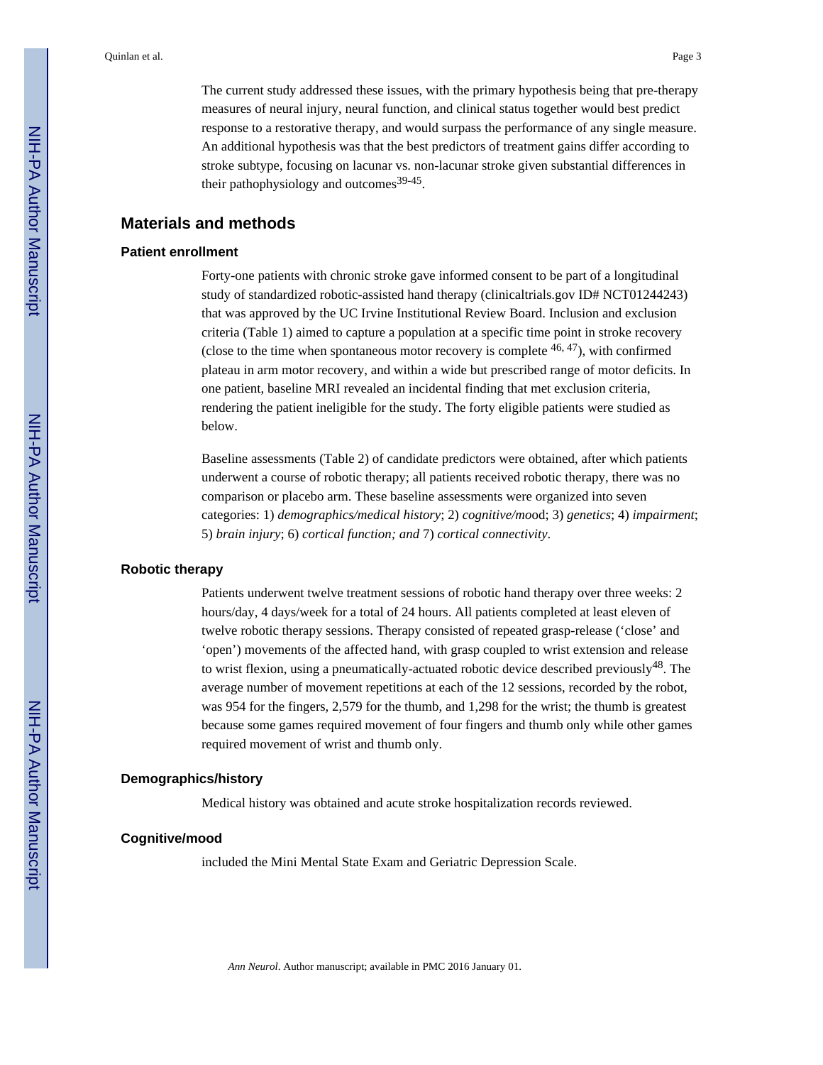The current study addressed these issues, with the primary hypothesis being that pre-therapy measures of neural injury, neural function, and clinical status together would best predict response to a restorative therapy, and would surpass the performance of any single measure. An additional hypothesis was that the best predictors of treatment gains differ according to stroke subtype, focusing on lacunar vs. non-lacunar stroke given substantial differences in their pathophysiology and outcomes[39-45].

## Materials and methods

### Patient enrollment

Forty-one patients with chronic stroke gave informed consent to be part of a longitudinal study of standardized robotic-assisted hand therapy (clinicaltrials.gov ID# NCT01244243) that was approved by the UC Irvine Institutional Review Board. Inclusion and exclusion criteria (Table 1) aimed to capture a population at a specific time point in stroke recovery (close to the time when spontaneous motor recovery is complete [46, 47]), with confirmed plateau in arm motor recovery, and within a wide but prescribed range of motor deficits. In one patient, baseline MRI revealed an incidental finding that met exclusion criteria, rendering the patient ineligible for the study. The forty eligible patients were studied as below.

Baseline assessments (Table 2) of candidate predictors were obtained, after which patients underwent a course of robotic therapy; all patients received robotic therapy, there was no comparison or placebo arm. These baseline assessments were organized into seven categories: 1) *demographics/medical history*; 2) *cognitive/mo*od; 3) *genetics*; 4) *impairment*; 5) *brain injury*; 6) *cortical function; and* 7) *cortical connectivity*.

### Robotic therapy

Patients underwent twelve treatment sessions of robotic hand therapy over three weeks: 2 hours/day, 4 days/week for a total of 24 hours. All patients completed at least eleven of twelve robotic therapy sessions. Therapy consisted of repeated grasp-release ('close' and 'open') movements of the affected hand, with grasp coupled to wrist extension and release to wrist flexion, using a pneumatically-actuated robotic device described previously[48]. The average number of movement repetitions at each of the 12 sessions, recorded by the robot, was 954 for the fingers, 2,579 for the thumb, and 1,298 for the wrist; the thumb is greatest because some games required movement of four fingers and thumb only while other games required movement of wrist and thumb only.

### Demographics/history

Medical history was obtained and acute stroke hospitalization records reviewed.

### Cognitive/mood

included the Mini Mental State Exam and Geriatric Depression Scale.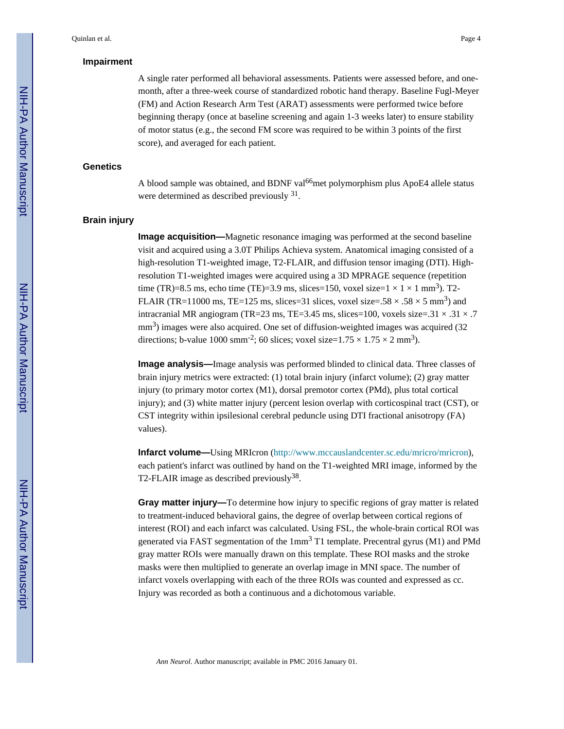## Impairment

A single rater performed all behavioral assessments. Patients were assessed before, and one-month, after a three-week course of standardized robotic hand therapy. Baseline Fugl-Meyer (FM) and Action Research Arm Test (ARAT) assessments were performed twice before beginning therapy (once at baseline screening and again 1-3 weeks later) to ensure stability of motor status (e.g., the second FM score was required to be within 3 points of the first score), and averaged for each patient.

## Genetics

A blood sample was obtained, and BDNF val$^{66}$met polymorphism plus ApoE4 allele status were determined as described previously [31].

## Brain injury

**Image acquisition—**Magnetic resonance imaging was performed at the second baseline visit and acquired using a 3.0T Philips Achieva system. Anatomical imaging consisted of a high-resolution T1-weighted image, T2-FLAIR, and diffusion tensor imaging (DTI). High-resolution T1-weighted images were acquired using a 3D MPRAGE sequence (repetition time (TR)=8.5 ms, echo time (TE)=3.9 ms, slices=150, voxel size=$1 \times 1 \times 1$ mm$^3$). T2-FLAIR (TR=11000 ms, TE=125 ms, slices=31 slices, voxel size=$.58 \times .58 \times 5$ mm$^3$) and intracranial MR angiogram (TR=23 ms, TE=3.45 ms, slices=100, voxels size=$.31 \times .31 \times .7$ mm$^3$) images were also acquired. One set of diffusion-weighted images was acquired (32 directions; b-value 1000 smm$^{-2}$; 60 slices; voxel size=$1.75 \times 1.75 \times 2$ mm$^3$).

**Image analysis—**Image analysis was performed blinded to clinical data. Three classes of brain injury metrics were extracted: (1) total brain injury (infarct volume); (2) gray matter injury (to primary motor cortex (M1), dorsal premotor cortex (PMd), plus total cortical injury); and (3) white matter injury (percent lesion overlap with corticospinal tract (CST), or CST integrity within ipsilesional cerebral peduncle using DTI fractional anisotropy (FA) values).

**Infarct volume—**Using MRIcron (http://www.mccauslandcenter.sc.edu/mricro/mricron), each patient's infarct was outlined by hand on the T1-weighted MRI image, informed by the T2-FLAIR image as described previously[38].

**Gray matter injury—**To determine how injury to specific regions of gray matter is related to treatment-induced behavioral gains, the degree of overlap between cortical regions of interest (ROI) and each infarct was calculated. Using FSL, the whole-brain cortical ROI was generated via FAST segmentation of the 1mm$^3$ T1 template. Precentral gyrus (M1) and PMd gray matter ROIs were manually drawn on this template. These ROI masks and the stroke masks were then multiplied to generate an overlap image in MNI space. The number of infarct voxels overlapping with each of the three ROIs was counted and expressed as cc. Injury was recorded as both a continuous and a dichotomous variable.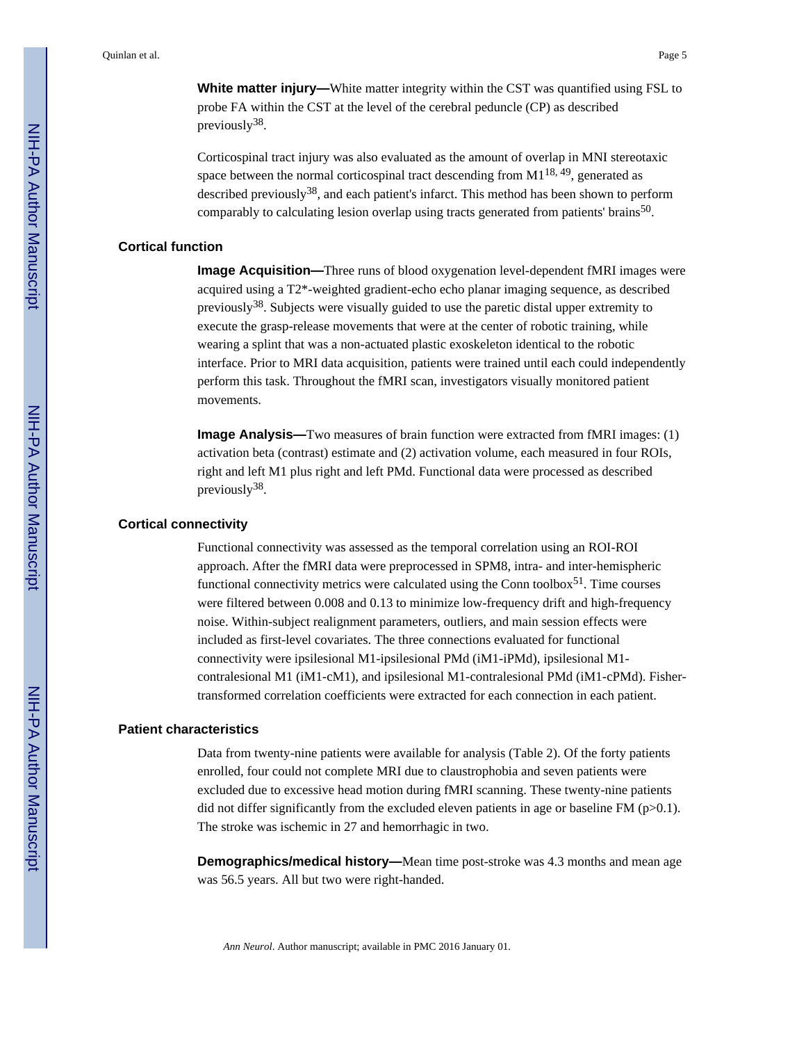**White matter injury—**White matter integrity within the CST was quantified using FSL to probe FA within the CST at the level of the cerebral peduncle (CP) as described previously[38].

Corticospinal tract injury was also evaluated as the amount of overlap in MNI stereotaxic space between the normal corticospinal tract descending from M1[18, 49], generated as described previously[38], and each patient's infarct. This method has been shown to perform comparably to calculating lesion overlap using tracts generated from patients' brains[50].

## Cortical function

**Image Acquisition—**Three runs of blood oxygenation level-dependent fMRI images were acquired using a T2*-weighted gradient-echo echo planar imaging sequence, as described previously[38]. Subjects were visually guided to use the paretic distal upper extremity to execute the grasp-release movements that were at the center of robotic training, while wearing a splint that was a non-actuated plastic exoskeleton identical to the robotic interface. Prior to MRI data acquisition, patients were trained until each could independently perform this task. Throughout the fMRI scan, investigators visually monitored patient movements.

**Image Analysis—**Two measures of brain function were extracted from fMRI images: (1) activation beta (contrast) estimate and (2) activation volume, each measured in four ROIs, right and left M1 plus right and left PMd. Functional data were processed as described previously[38].

## Cortical connectivity

Functional connectivity was assessed as the temporal correlation using an ROI-ROI approach. After the fMRI data were preprocessed in SPM8, intra- and inter-hemispheric functional connectivity metrics were calculated using the Conn toolbox[51]. Time courses were filtered between 0.008 and 0.13 to minimize low-frequency drift and high-frequency noise. Within-subject realignment parameters, outliers, and main session effects were included as first-level covariates. The three connections evaluated for functional connectivity were ipsilesional M1-ipsilesional PMd (iM1-iPMd), ipsilesional M1-contralesional M1 (iM1-cM1), and ipsilesional M1-contralesional PMd (iM1-cPMd). Fisher-transformed correlation coefficients were extracted for each connection in each patient.

## Patient characteristics

Data from twenty-nine patients were available for analysis (Table 2). Of the forty patients enrolled, four could not complete MRI due to claustrophobia and seven patients were excluded due to excessive head motion during fMRI scanning. These twenty-nine patients did not differ significantly from the excluded eleven patients in age or baseline FM ($p>0.1$). The stroke was ischemic in 27 and hemorrhagic in two.

**Demographics/medical history—**Mean time post-stroke was 4.3 months and mean age was 56.5 years. All but two were right-handed.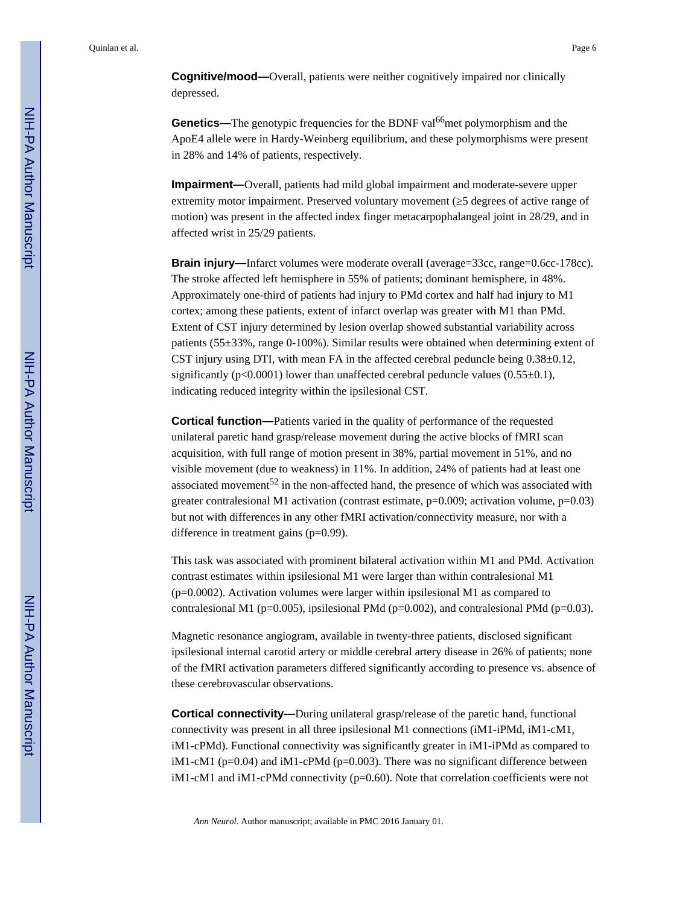**Cognitive/mood—**Overall, patients were neither cognitively impaired nor clinically depressed.

**Genetics—**The genotypic frequencies for the BDNF val[66]met polymorphism and the ApoE4 allele were in Hardy-Weinberg equilibrium, and these polymorphisms were present in 28% and 14% of patients, respectively.

**Impairment—**Overall, patients had mild global impairment and moderate-severe upper extremity motor impairment. Preserved voluntary movement (≥5 degrees of active range of motion) was present in the affected index finger metacarpophalangeal joint in 28/29, and in affected wrist in 25/29 patients.

**Brain injury—**Infarct volumes were moderate overall (average=33cc, range=0.6cc-178cc). The stroke affected left hemisphere in 55% of patients; dominant hemisphere, in 48%. Approximately one-third of patients had injury to PMd cortex and half had injury to M1 cortex; among these patients, extent of infarct overlap was greater with M1 than PMd. Extent of CST injury determined by lesion overlap showed substantial variability across patients (55±33%, range 0-100%). Similar results were obtained when determining extent of CST injury using DTI, with mean FA in the affected cerebral peduncle being 0.38±0.12, significantly ($p<0.0001$) lower than unaffected cerebral peduncle values (0.55±0.1), indicating reduced integrity within the ipsilesional CST.

**Cortical function—**Patients varied in the quality of performance of the requested unilateral paretic hand grasp/release movement during the active blocks of fMRI scan acquisition, with full range of motion present in 38%, partial movement in 51%, and no visible movement (due to weakness) in 11%. In addition, 24% of patients had at least one associated movement[52] in the non-affected hand, the presence of which was associated with greater contralesional M1 activation (contrast estimate, $p=0.009$; activation volume, $p=0.03$) but not with differences in any other fMRI activation/connectivity measure, nor with a difference in treatment gains ($p=0.99$).

This task was associated with prominent bilateral activation within M1 and PMd. Activation contrast estimates within ipsilesional M1 were larger than within contralesional M1 ($p=0.0002$). Activation volumes were larger within ipsilesional M1 as compared to contralesional M1 ($p=0.005$), ipsilesional PMd ($p=0.002$), and contralesional PMd ($p=0.03$).

Magnetic resonance angiogram, available in twenty-three patients, disclosed significant ipsilesional internal carotid artery or middle cerebral artery disease in 26% of patients; none of the fMRI activation parameters differed significantly according to presence vs. absence of these cerebrovascular observations.

**Cortical connectivity—**During unilateral grasp/release of the paretic hand, functional connectivity was present in all three ipsilesional M1 connections (iM1-iPMd, iM1-cM1, iM1-cPMd). Functional connectivity was significantly greater in iM1-iPMd as compared to iM1-cM1 ($p=0.04$) and iM1-cPMd ($p=0.003$). There was no significant difference between iM1-cM1 and iM1-cPMd connectivity ($p=0.60$). Note that correlation coefficients were not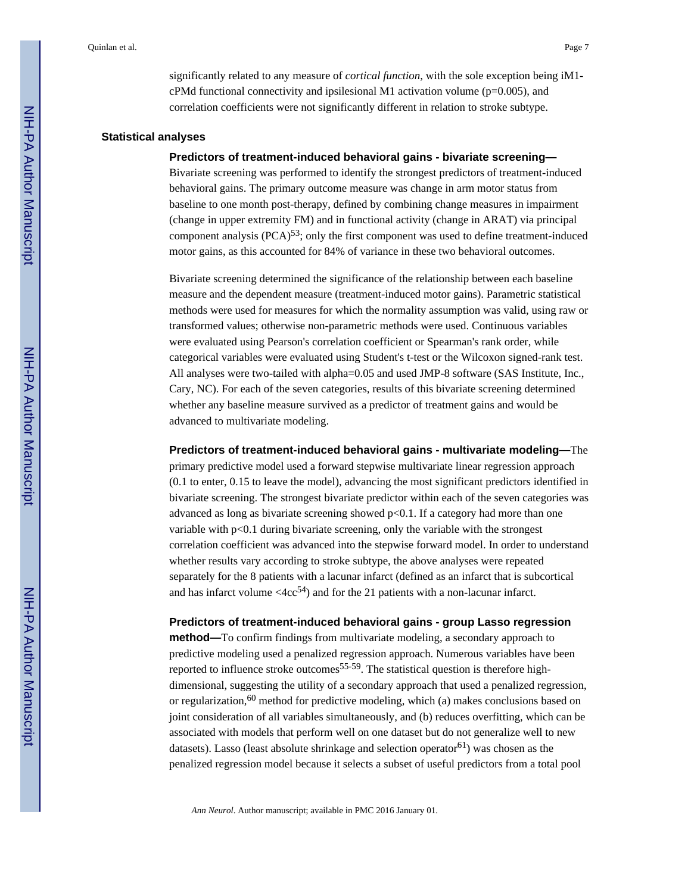significantly related to any measure of *cortical function*, with the sole exception being iM1-cPMd functional connectivity and ipsilesional M1 activation volume (p=0.005), and correlation coefficients were not significantly different in relation to stroke subtype.

## Statistical analyses

**Predictors of treatment-induced behavioral gains - bivariate screening—** Bivariate screening was performed to identify the strongest predictors of treatment-induced behavioral gains. The primary outcome measure was change in arm motor status from baseline to one month post-therapy, defined by combining change measures in impairment (change in upper extremity FM) and in functional activity (change in ARAT) via principal component analysis (PCA)[53]; only the first component was used to define treatment-induced motor gains, as this accounted for 84% of variance in these two behavioral outcomes.

Bivariate screening determined the significance of the relationship between each baseline measure and the dependent measure (treatment-induced motor gains). Parametric statistical methods were used for measures for which the normality assumption was valid, using raw or transformed values; otherwise non-parametric methods were used. Continuous variables were evaluated using Pearson's correlation coefficient or Spearman's rank order, while categorical variables were evaluated using Student's t-test or the Wilcoxon signed-rank test. All analyses were two-tailed with alpha=0.05 and used JMP-8 software (SAS Institute, Inc., Cary, NC). For each of the seven categories, results of this bivariate screening determined whether any baseline measure survived as a predictor of treatment gains and would be advanced to multivariate modeling.

**Predictors of treatment-induced behavioral gains - multivariate modeling—**The primary predictive model used a forward stepwise multivariate linear regression approach (0.1 to enter, 0.15 to leave the model), advancing the most significant predictors identified in bivariate screening. The strongest bivariate predictor within each of the seven categories was advanced as long as bivariate screening showed $p<0.1$. If a category had more than one variable with $p<0.1$ during bivariate screening, only the variable with the strongest correlation coefficient was advanced into the stepwise forward model. In order to understand whether results vary according to stroke subtype, the above analyses were repeated separately for the 8 patients with a lacunar infarct (defined as an infarct that is subcortical and has infarct volume <4cc[54]) and for the 21 patients with a non-lacunar infarct.

**Predictors of treatment-induced behavioral gains - group Lasso regression method—**To confirm findings from multivariate modeling, a secondary approach to predictive modeling used a penalized regression approach. Numerous variables have been reported to influence stroke outcomes[55-59]. The statistical question is therefore high-dimensional, suggesting the utility of a secondary approach that used a penalized regression, or regularization,[60] method for predictive modeling, which (a) makes conclusions based on joint consideration of all variables simultaneously, and (b) reduces overfitting, which can be associated with models that perform well on one dataset but do not generalize well to new datasets). Lasso (least absolute shrinkage and selection operator[61]) was chosen as the penalized regression model because it selects a subset of useful predictors from a total pool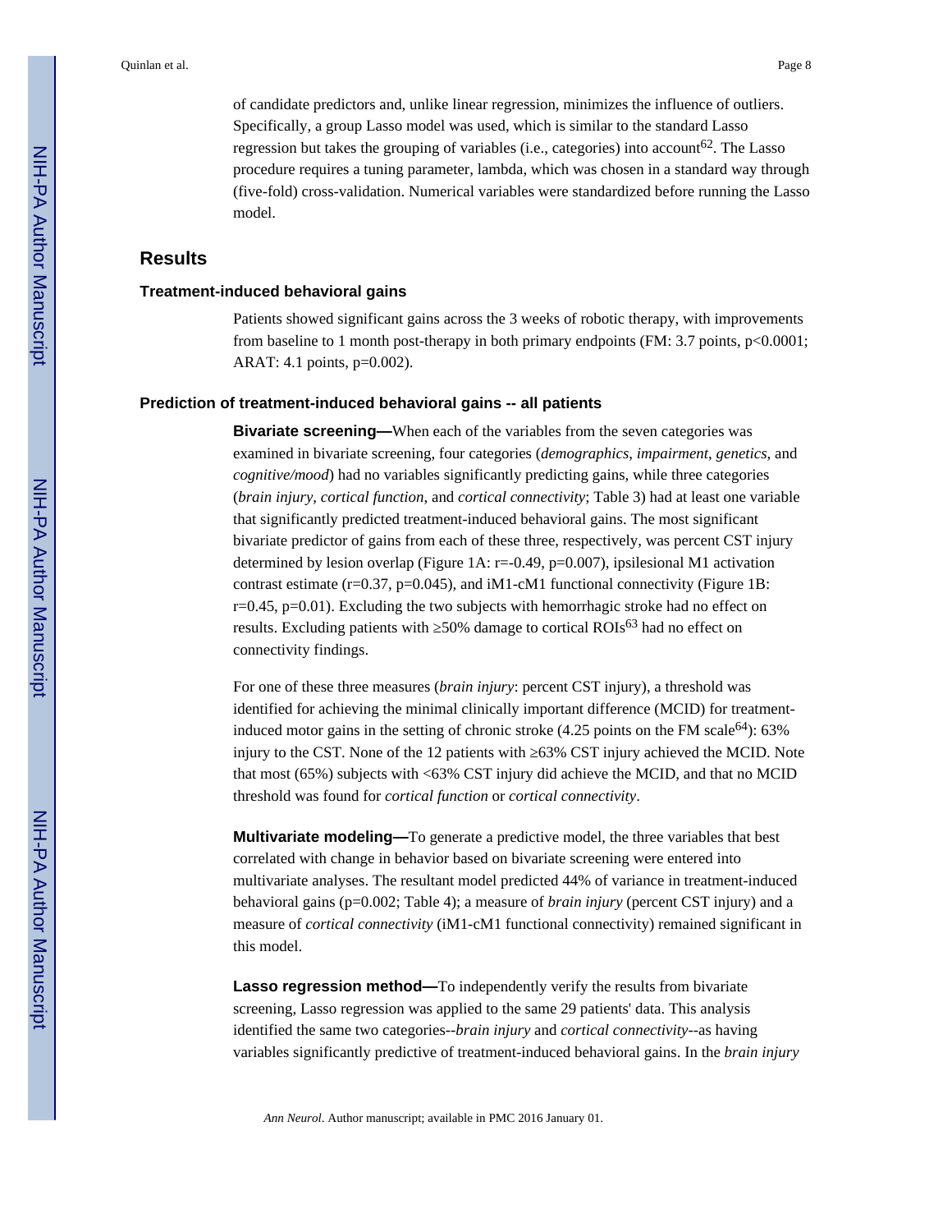of candidate predictors and, unlike linear regression, minimizes the influence of outliers. Specifically, a group Lasso model was used, which is similar to the standard Lasso regression but takes the grouping of variables (i.e., categories) into account[62]. The Lasso procedure requires a tuning parameter, lambda, which was chosen in a standard way through (five-fold) cross-validation. Numerical variables were standardized before running the Lasso model.

## Results

### Treatment-induced behavioral gains

Patients showed significant gains across the 3 weeks of robotic therapy, with improvements from baseline to 1 month post-therapy in both primary endpoints (FM: 3.7 points, $p<0.0001$; ARAT: 4.1 points, $p=0.002$).

### Prediction of treatment-induced behavioral gains -- all patients

**Bivariate screening—**When each of the variables from the seven categories was examined in bivariate screening, four categories (*demographics*, *impairment*, *genetics*, and *cognitive/mood*) had no variables significantly predicting gains, while three categories (*brain injury*, *cortical function*, and *cortical connectivity*; Table 3) had at least one variable that significantly predicted treatment-induced behavioral gains. The most significant bivariate predictor of gains from each of these three, respectively, was percent CST injury determined by lesion overlap (Figure 1A: $r=-0.49$, $p=0.007$), ipsilesional M1 activation contrast estimate ($r=0.37$, $p=0.045$), and iM1-cM1 functional connectivity (Figure 1B: $r=0.45$, $p=0.01$). Excluding the two subjects with hemorrhagic stroke had no effect on results. Excluding patients with ≥50% damage to cortical ROIs[63] had no effect on connectivity findings.

For one of these three measures (*brain injury*: percent CST injury), a threshold was identified for achieving the minimal clinically important difference (MCID) for treatment-induced motor gains in the setting of chronic stroke (4.25 points on the FM scale[64]): 63% injury to the CST. None of the 12 patients with ≥63% CST injury achieved the MCID. Note that most (65%) subjects with <63% CST injury did achieve the MCID, and that no MCID threshold was found for *cortical function* or *cortical connectivity*.

**Multivariate modeling—**To generate a predictive model, the three variables that best correlated with change in behavior based on bivariate screening were entered into multivariate analyses. The resultant model predicted 44% of variance in treatment-induced behavioral gains ($p=0.002$; Table 4); a measure of *brain injury* (percent CST injury) and a measure of *cortical connectivity* (iM1-cM1 functional connectivity) remained significant in this model.

**Lasso regression method—**To independently verify the results from bivariate screening, Lasso regression was applied to the same 29 patients' data. This analysis identified the same two categories--*brain injury* and *cortical connectivity*--as having variables significantly predictive of treatment-induced behavioral gains. In the *brain injury*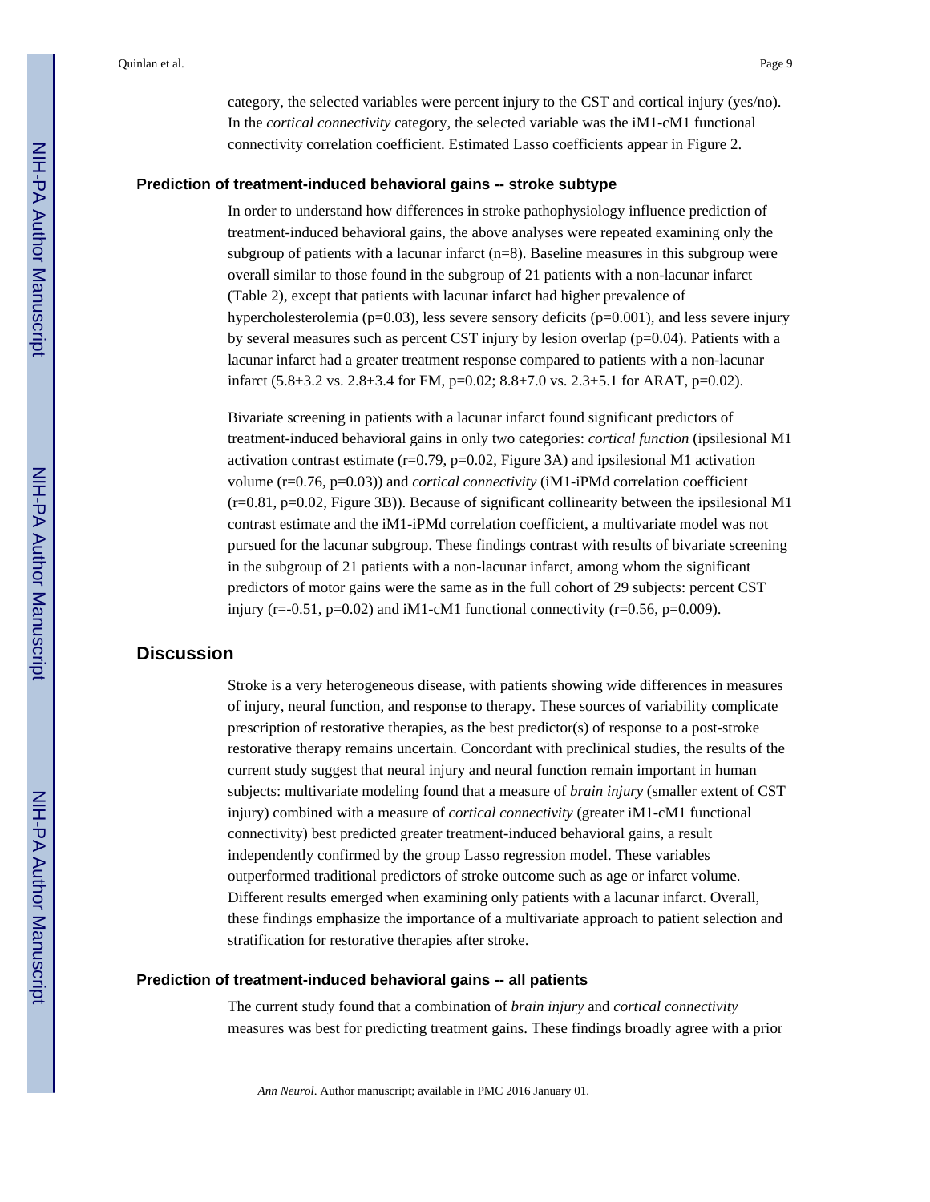category, the selected variables were percent injury to the CST and cortical injury (yes/no). In the *cortical connectivity* category, the selected variable was the iM1-cM1 functional connectivity correlation coefficient. Estimated Lasso coefficients appear in Figure 2.

### Prediction of treatment-induced behavioral gains -- stroke subtype

In order to understand how differences in stroke pathophysiology influence prediction of treatment-induced behavioral gains, the above analyses were repeated examining only the subgroup of patients with a lacunar infarct (n=8). Baseline measures in this subgroup were overall similar to those found in the subgroup of 21 patients with a non-lacunar infarct (Table 2), except that patients with lacunar infarct had higher prevalence of hypercholesterolemia (p=0.03), less severe sensory deficits (p=0.001), and less severe injury by several measures such as percent CST injury by lesion overlap (p=0.04). Patients with a lacunar infarct had a greater treatment response compared to patients with a non-lacunar infarct (5.8±3.2 vs. 2.8±3.4 for FM, p=0.02; 8.8±7.0 vs. 2.3±5.1 for ARAT, p=0.02).

Bivariate screening in patients with a lacunar infarct found significant predictors of treatment-induced behavioral gains in only two categories: *cortical function* (ipsilesional M1 activation contrast estimate (r=0.79, p=0.02, Figure 3A) and ipsilesional M1 activation volume (r=0.76, p=0.03)) and *cortical connectivity* (iM1-iPMd correlation coefficient (r=0.81, p=0.02, Figure 3B)). Because of significant collinearity between the ipsilesional M1 contrast estimate and the iM1-iPMd correlation coefficient, a multivariate model was not pursued for the lacunar subgroup. These findings contrast with results of bivariate screening in the subgroup of 21 patients with a non-lacunar infarct, among whom the significant predictors of motor gains were the same as in the full cohort of 29 subjects: percent CST injury (r=-0.51, p=0.02) and iM1-cM1 functional connectivity (r=0.56, p=0.009).

## Discussion

Stroke is a very heterogeneous disease, with patients showing wide differences in measures of injury, neural function, and response to therapy. These sources of variability complicate prescription of restorative therapies, as the best predictor(s) of response to a post-stroke restorative therapy remains uncertain. Concordant with preclinical studies, the results of the current study suggest that neural injury and neural function remain important in human subjects: multivariate modeling found that a measure of *brain injury* (smaller extent of CST injury) combined with a measure of *cortical connectivity* (greater iM1-cM1 functional connectivity) best predicted greater treatment-induced behavioral gains, a result independently confirmed by the group Lasso regression model. These variables outperformed traditional predictors of stroke outcome such as age or infarct volume. Different results emerged when examining only patients with a lacunar infarct. Overall, these findings emphasize the importance of a multivariate approach to patient selection and stratification for restorative therapies after stroke.

### Prediction of treatment-induced behavioral gains -- all patients

The current study found that a combination of *brain injury* and *cortical connectivity* measures was best for predicting treatment gains. These findings broadly agree with a prior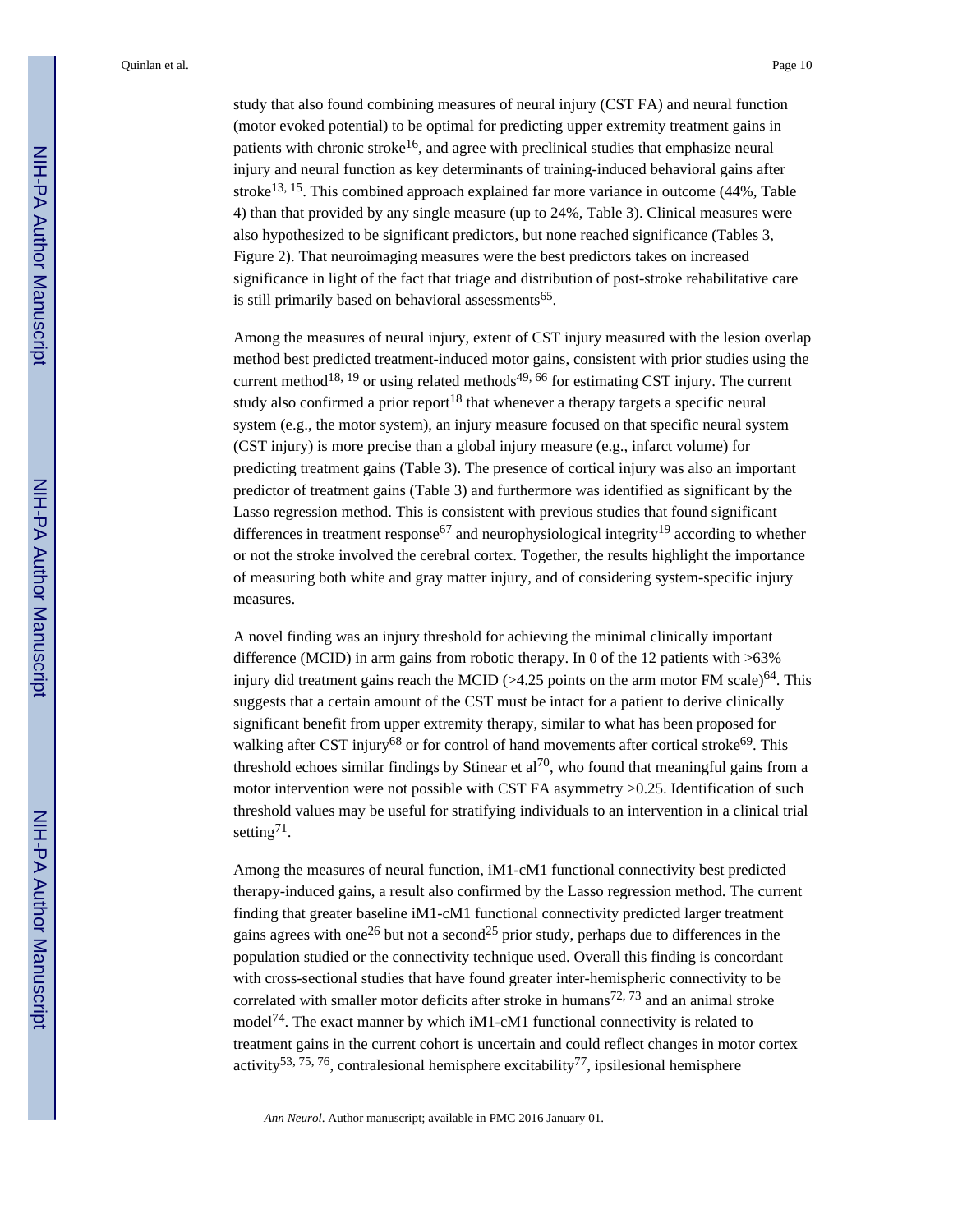study that also found combining measures of neural injury (CST FA) and neural function (motor evoked potential) to be optimal for predicting upper extremity treatment gains in patients with chronic stroke[16], and agree with preclinical studies that emphasize neural injury and neural function as key determinants of training-induced behavioral gains after stroke[13, 15]. This combined approach explained far more variance in outcome (44%, Table 4) than that provided by any single measure (up to 24%, Table 3). Clinical measures were also hypothesized to be significant predictors, but none reached significance (Tables 3, Figure 2). That neuroimaging measures were the best predictors takes on increased significance in light of the fact that triage and distribution of post-stroke rehabilitative care is still primarily based on behavioral assessments[65].

Among the measures of neural injury, extent of CST injury measured with the lesion overlap method best predicted treatment-induced motor gains, consistent with prior studies using the current method[18, 19] or using related methods[49, 66] for estimating CST injury. The current study also confirmed a prior report[18] that whenever a therapy targets a specific neural system (e.g., the motor system), an injury measure focused on that specific neural system (CST injury) is more precise than a global injury measure (e.g., infarct volume) for predicting treatment gains (Table 3). The presence of cortical injury was also an important predictor of treatment gains (Table 3) and furthermore was identified as significant by the Lasso regression method. This is consistent with previous studies that found significant differences in treatment response[67] and neurophysiological integrity[19] according to whether or not the stroke involved the cerebral cortex. Together, the results highlight the importance of measuring both white and gray matter injury, and of considering system-specific injury measures.

A novel finding was an injury threshold for achieving the minimal clinically important difference (MCID) in arm gains from robotic therapy. In 0 of the 12 patients with >63% injury did treatment gains reach the MCID (>4.25 points on the arm motor FM scale)[64]. This suggests that a certain amount of the CST must be intact for a patient to derive clinically significant benefit from upper extremity therapy, similar to what has been proposed for walking after CST injury[68] or for control of hand movements after cortical stroke[69]. This threshold echoes similar findings by Stinear et al[70], who found that meaningful gains from a motor intervention were not possible with CST FA asymmetry >0.25. Identification of such threshold values may be useful for stratifying individuals to an intervention in a clinical trial setting[71].

Among the measures of neural function, iM1-cM1 functional connectivity best predicted therapy-induced gains, a result also confirmed by the Lasso regression method. The current finding that greater baseline iM1-cM1 functional connectivity predicted larger treatment gains agrees with one[26] but not a second[25] prior study, perhaps due to differences in the population studied or the connectivity technique used. Overall this finding is concordant with cross-sectional studies that have found greater inter-hemispheric connectivity to be correlated with smaller motor deficits after stroke in humans[72, 73] and an animal stroke model[74]. The exact manner by which iM1-cM1 functional connectivity is related to treatment gains in the current cohort is uncertain and could reflect changes in motor cortex activity[53, 75, 76], contralesional hemisphere excitability[77], ipsilesional hemisphere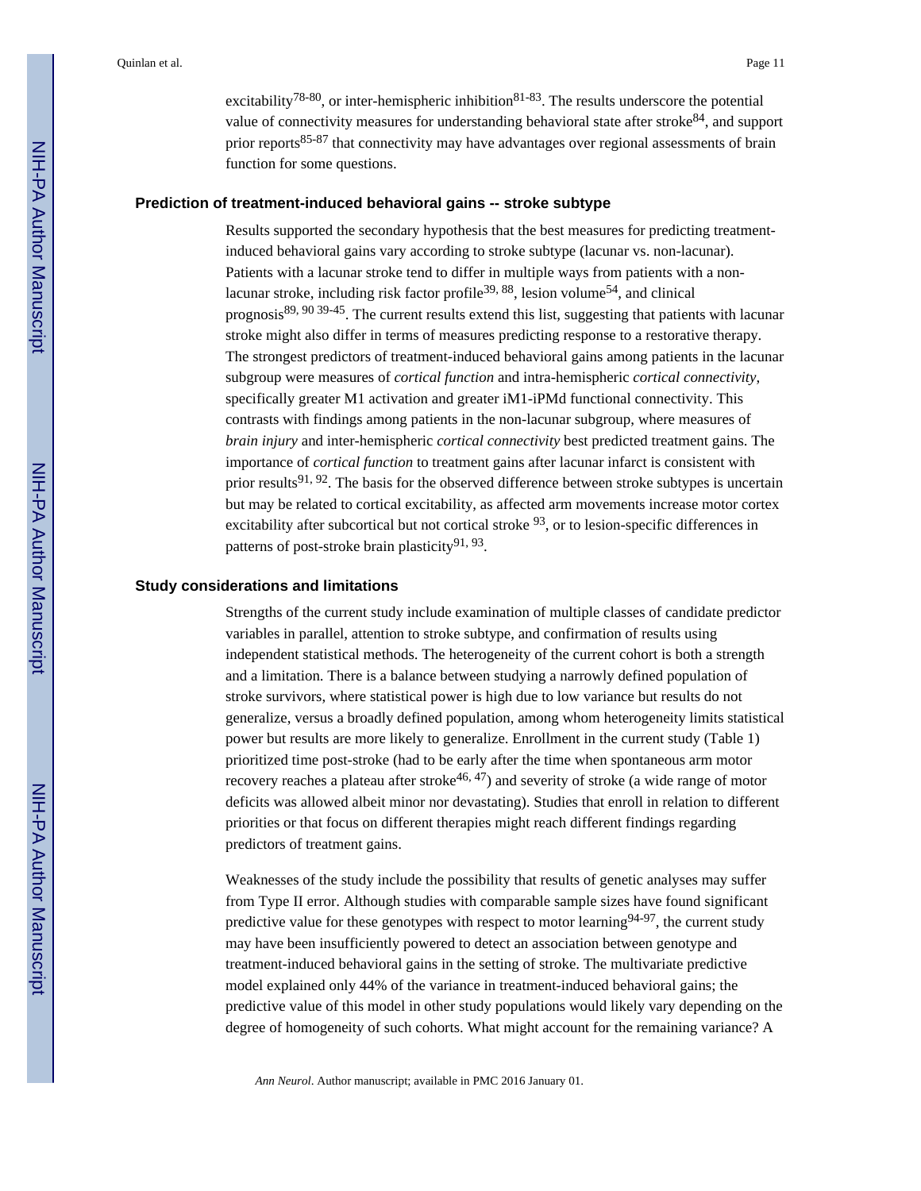excitability[78-80], or inter-hemispheric inhibition[81-83]. The results underscore the potential value of connectivity measures for understanding behavioral state after stroke[84], and support prior reports[85-87] that connectivity may have advantages over regional assessments of brain function for some questions.

### Prediction of treatment-induced behavioral gains -- stroke subtype

Results supported the secondary hypothesis that the best measures for predicting treatment-induced behavioral gains vary according to stroke subtype (lacunar vs. non-lacunar). Patients with a lacunar stroke tend to differ in multiple ways from patients with a non-lacunar stroke, including risk factor profile[39, 88], lesion volume[54], and clinical prognosis[89, 90 39-45]. The current results extend this list, suggesting that patients with lacunar stroke might also differ in terms of measures predicting response to a restorative therapy. The strongest predictors of treatment-induced behavioral gains among patients in the lacunar subgroup were measures of *cortical function* and intra-hemispheric *cortical connectivity*, specifically greater M1 activation and greater iM1-iPMd functional connectivity. This contrasts with findings among patients in the non-lacunar subgroup, where measures of *brain injury* and inter-hemispheric *cortical connectivity* best predicted treatment gains. The importance of *cortical function* to treatment gains after lacunar infarct is consistent with prior results[91, 92]. The basis for the observed difference between stroke subtypes is uncertain but may be related to cortical excitability, as affected arm movements increase motor cortex excitability after subcortical but not cortical stroke [93], or to lesion-specific differences in patterns of post-stroke brain plasticity[91, 93].

### Study considerations and limitations

Strengths of the current study include examination of multiple classes of candidate predictor variables in parallel, attention to stroke subtype, and confirmation of results using independent statistical methods. The heterogeneity of the current cohort is both a strength and a limitation. There is a balance between studying a narrowly defined population of stroke survivors, where statistical power is high due to low variance but results do not generalize, versus a broadly defined population, among whom heterogeneity limits statistical power but results are more likely to generalize. Enrollment in the current study (Table 1) prioritized time post-stroke (had to be early after the time when spontaneous arm motor recovery reaches a plateau after stroke[46, 47]) and severity of stroke (a wide range of motor deficits was allowed albeit minor nor devastating). Studies that enroll in relation to different priorities or that focus on different therapies might reach different findings regarding predictors of treatment gains.

Weaknesses of the study include the possibility that results of genetic analyses may suffer from Type II error. Although studies with comparable sample sizes have found significant predictive value for these genotypes with respect to motor learning[94-97], the current study may have been insufficiently powered to detect an association between genotype and treatment-induced behavioral gains in the setting of stroke. The multivariate predictive model explained only 44% of the variance in treatment-induced behavioral gains; the predictive value of this model in other study populations would likely vary depending on the degree of homogeneity of such cohorts. What might account for the remaining variance? A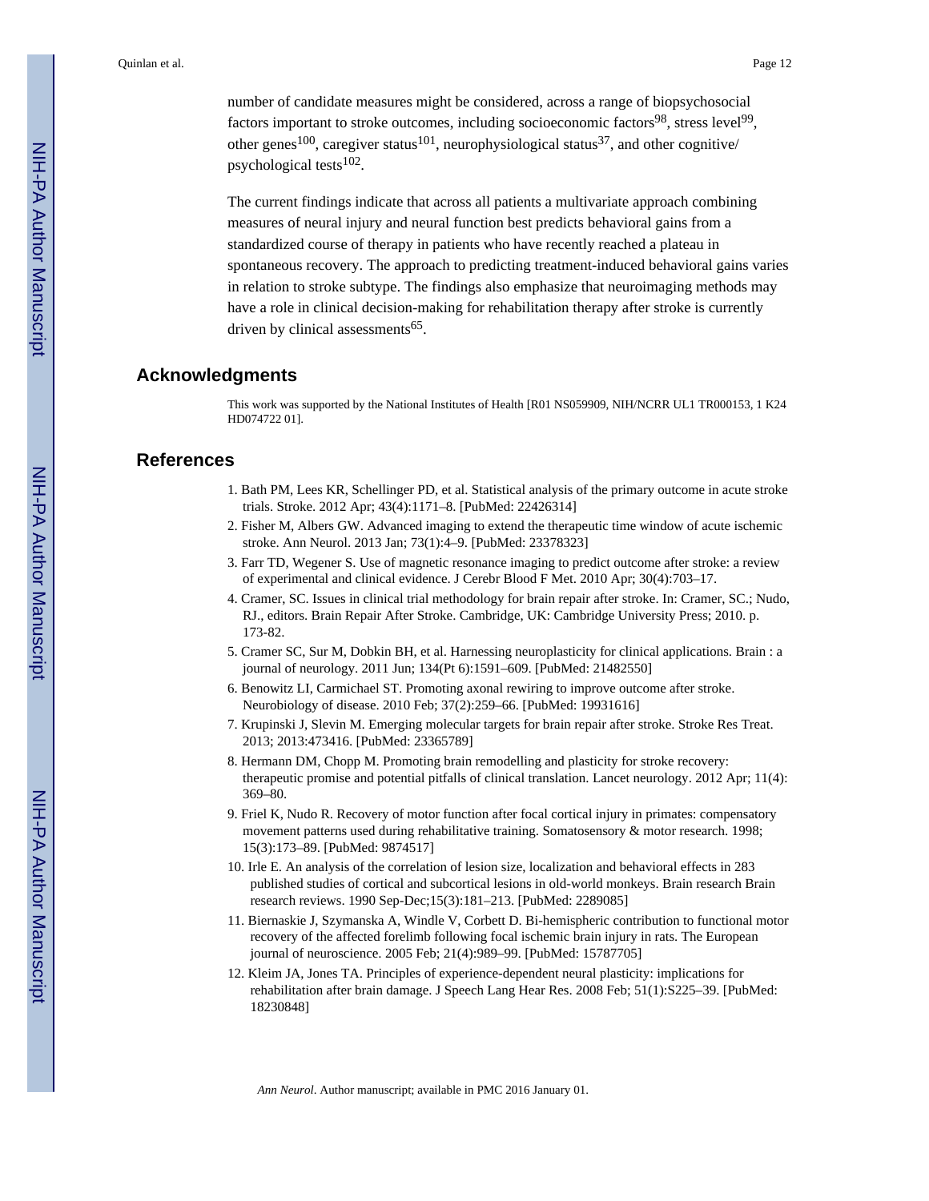number of candidate measures might be considered, across a range of biopsychosocial factors important to stroke outcomes, including socioeconomic factors[98], stress level[99], other genes[100], caregiver status[101], neurophysiological status[37], and other cognitive/ psychological tests[102].

The current findings indicate that across all patients a multivariate approach combining measures of neural injury and neural function best predicts behavioral gains from a standardized course of therapy in patients who have recently reached a plateau in spontaneous recovery. The approach to predicting treatment-induced behavioral gains varies in relation to stroke subtype. The findings also emphasize that neuroimaging methods may have a role in clinical decision-making for rehabilitation therapy after stroke is currently driven by clinical assessments[65].

## Acknowledgments

This work was supported by the National Institutes of Health [R01 NS059909, NIH/NCRR UL1 TR000153, 1 K24 HD074722 01].

## References

1. Bath PM, Lees KR, Schellinger PD, et al. Statistical analysis of the primary outcome in acute stroke trials. Stroke. 2012 Apr; 43(4):1171–8. [PubMed: 22426314]
2. Fisher M, Albers GW. Advanced imaging to extend the therapeutic time window of acute ischemic stroke. Ann Neurol. 2013 Jan; 73(1):4–9. [PubMed: 23378323]
3. Farr TD, Wegener S. Use of magnetic resonance imaging to predict outcome after stroke: a review of experimental and clinical evidence. J Cerebr Blood F Met. 2010 Apr; 30(4):703–17.
4. Cramer, SC. Issues in clinical trial methodology for brain repair after stroke. In: Cramer, SC.; Nudo, RJ., editors. Brain Repair After Stroke. Cambridge, UK: Cambridge University Press; 2010. p. 173-82.
5. Cramer SC, Sur M, Dobkin BH, et al. Harnessing neuroplasticity for clinical applications. Brain : a journal of neurology. 2011 Jun; 134(Pt 6):1591–609. [PubMed: 21482550]
6. Benowitz LI, Carmichael ST. Promoting axonal rewiring to improve outcome after stroke. Neurobiology of disease. 2010 Feb; 37(2):259–66. [PubMed: 19931616]
7. Krupinski J, Slevin M. Emerging molecular targets for brain repair after stroke. Stroke Res Treat. 2013; 2013:473416. [PubMed: 23365789]
8. Hermann DM, Chopp M. Promoting brain remodelling and plasticity for stroke recovery: therapeutic promise and potential pitfalls of clinical translation. Lancet neurology. 2012 Apr; 11(4): 369–80.
9. Friel K, Nudo R. Recovery of motor function after focal cortical injury in primates: compensatory movement patterns used during rehabilitative training. Somatosensory & motor research. 1998; 15(3):173–89. [PubMed: 9874517]
10. Irle E. An analysis of the correlation of lesion size, localization and behavioral effects in 283 published studies of cortical and subcortical lesions in old-world monkeys. Brain research Brain research reviews. 1990 Sep-Dec;15(3):181–213. [PubMed: 2289085]
11. Biernaskie J, Szymanska A, Windle V, Corbett D. Bi-hemispheric contribution to functional motor recovery of the affected forelimb following focal ischemic brain injury in rats. The European journal of neuroscience. 2005 Feb; 21(4):989–99. [PubMed: 15787705]
12. Kleim JA, Jones TA. Principles of experience-dependent neural plasticity: implications for rehabilitation after brain damage. J Speech Lang Hear Res. 2008 Feb; 51(1):S225–39. [PubMed: 18230848]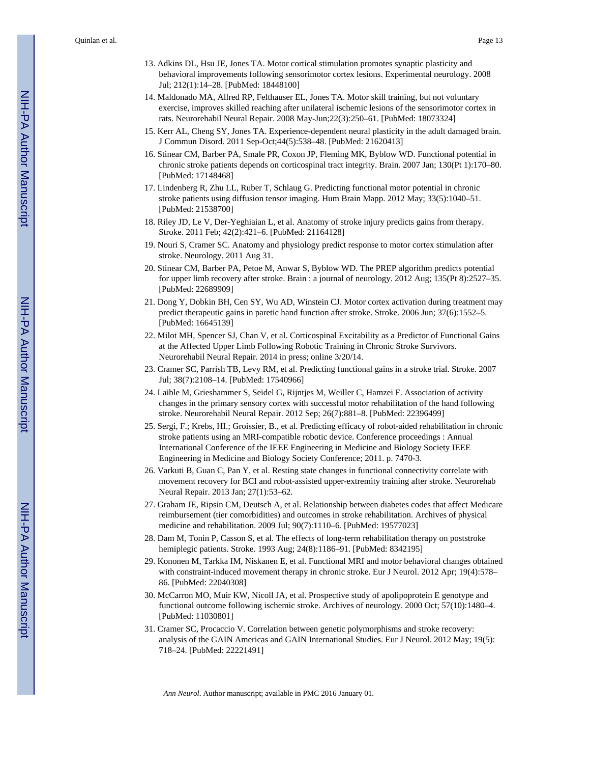13. Adkins DL, Hsu JE, Jones TA. Motor cortical stimulation promotes synaptic plasticity and behavioral improvements following sensorimotor cortex lesions. Experimental neurology. 2008 Jul; 212(1):14–28. [PubMed: 18448100]
14. Maldonado MA, Allred RP, Felthauser EL, Jones TA. Motor skill training, but not voluntary exercise, improves skilled reaching after unilateral ischemic lesions of the sensorimotor cortex in rats. Neurorehabil Neural Repair. 2008 May-Jun;22(3):250–61. [PubMed: 18073324]
15. Kerr AL, Cheng SY, Jones TA. Experience-dependent neural plasticity in the adult damaged brain. J Commun Disord. 2011 Sep-Oct;44(5):538–48. [PubMed: 21620413]
16. Stinear CM, Barber PA, Smale PR, Coxon JP, Fleming MK, Byblow WD. Functional potential in chronic stroke patients depends on corticospinal tract integrity. Brain. 2007 Jan; 130(Pt 1):170–80. [PubMed: 17148468]
17. Lindenberg R, Zhu LL, Ruber T, Schlaug G. Predicting functional motor potential in chronic stroke patients using diffusion tensor imaging. Hum Brain Mapp. 2012 May; 33(5):1040–51. [PubMed: 21538700]
18. Riley JD, Le V, Der-Yeghiaian L, et al. Anatomy of stroke injury predicts gains from therapy. Stroke. 2011 Feb; 42(2):421–6. [PubMed: 21164128]
19. Nouri S, Cramer SC. Anatomy and physiology predict response to motor cortex stimulation after stroke. Neurology. 2011 Aug 31.
20. Stinear CM, Barber PA, Petoe M, Anwar S, Byblow WD. The PREP algorithm predicts potential for upper limb recovery after stroke. Brain : a journal of neurology. 2012 Aug; 135(Pt 8):2527–35. [PubMed: 22689909]
21. Dong Y, Dobkin BH, Cen SY, Wu AD, Winstein CJ. Motor cortex activation during treatment may predict therapeutic gains in paretic hand function after stroke. Stroke. 2006 Jun; 37(6):1552–5. [PubMed: 16645139]
22. Milot MH, Spencer SJ, Chan V, et al. Corticospinal Excitability as a Predictor of Functional Gains at the Affected Upper Limb Following Robotic Training in Chronic Stroke Survivors. Neurorehabil Neural Repair. 2014 in press; online 3/20/14.
23. Cramer SC, Parrish TB, Levy RM, et al. Predicting functional gains in a stroke trial. Stroke. 2007 Jul; 38(7):2108–14. [PubMed: 17540966]
24. Laible M, Grieshammer S, Seidel G, Rijntjes M, Weiller C, Hamzei F. Association of activity changes in the primary sensory cortex with successful motor rehabilitation of the hand following stroke. Neurorehabil Neural Repair. 2012 Sep; 26(7):881–8. [PubMed: 22396499]
25. Sergi, F.; Krebs, HI.; Groissier, B., et al. Predicting efficacy of robot-aided rehabilitation in chronic stroke patients using an MRI-compatible robotic device. Conference proceedings : Annual International Conference of the IEEE Engineering in Medicine and Biology Society IEEE Engineering in Medicine and Biology Society Conference; 2011. p. 7470-3.
26. Varkuti B, Guan C, Pan Y, et al. Resting state changes in functional connectivity correlate with movement recovery for BCI and robot-assisted upper-extremity training after stroke. Neurorehab Neural Repair. 2013 Jan; 27(1):53–62.
27. Graham JE, Ripsin CM, Deutsch A, et al. Relationship between diabetes codes that affect Medicare reimbursement (tier comorbidities) and outcomes in stroke rehabilitation. Archives of physical medicine and rehabilitation. 2009 Jul; 90(7):1110–6. [PubMed: 19577023]
28. Dam M, Tonin P, Casson S, et al. The effects of long-term rehabilitation therapy on poststroke hemiplegic patients. Stroke. 1993 Aug; 24(8):1186–91. [PubMed: 8342195]
29. Kononen M, Tarkka IM, Niskanen E, et al. Functional MRI and motor behavioral changes obtained with constraint-induced movement therapy in chronic stroke. Eur J Neurol. 2012 Apr; 19(4):578–86. [PubMed: 22040308]
30. McCarron MO, Muir KW, Nicoll JA, et al. Prospective study of apolipoprotein E genotype and functional outcome following ischemic stroke. Archives of neurology. 2000 Oct; 57(10):1480–4. [PubMed: 11030801]
31. Cramer SC, Procaccio V. Correlation between genetic polymorphisms and stroke recovery: analysis of the GAIN Americas and GAIN International Studies. Eur J Neurol. 2012 May; 19(5): 718–24. [PubMed: 22221491]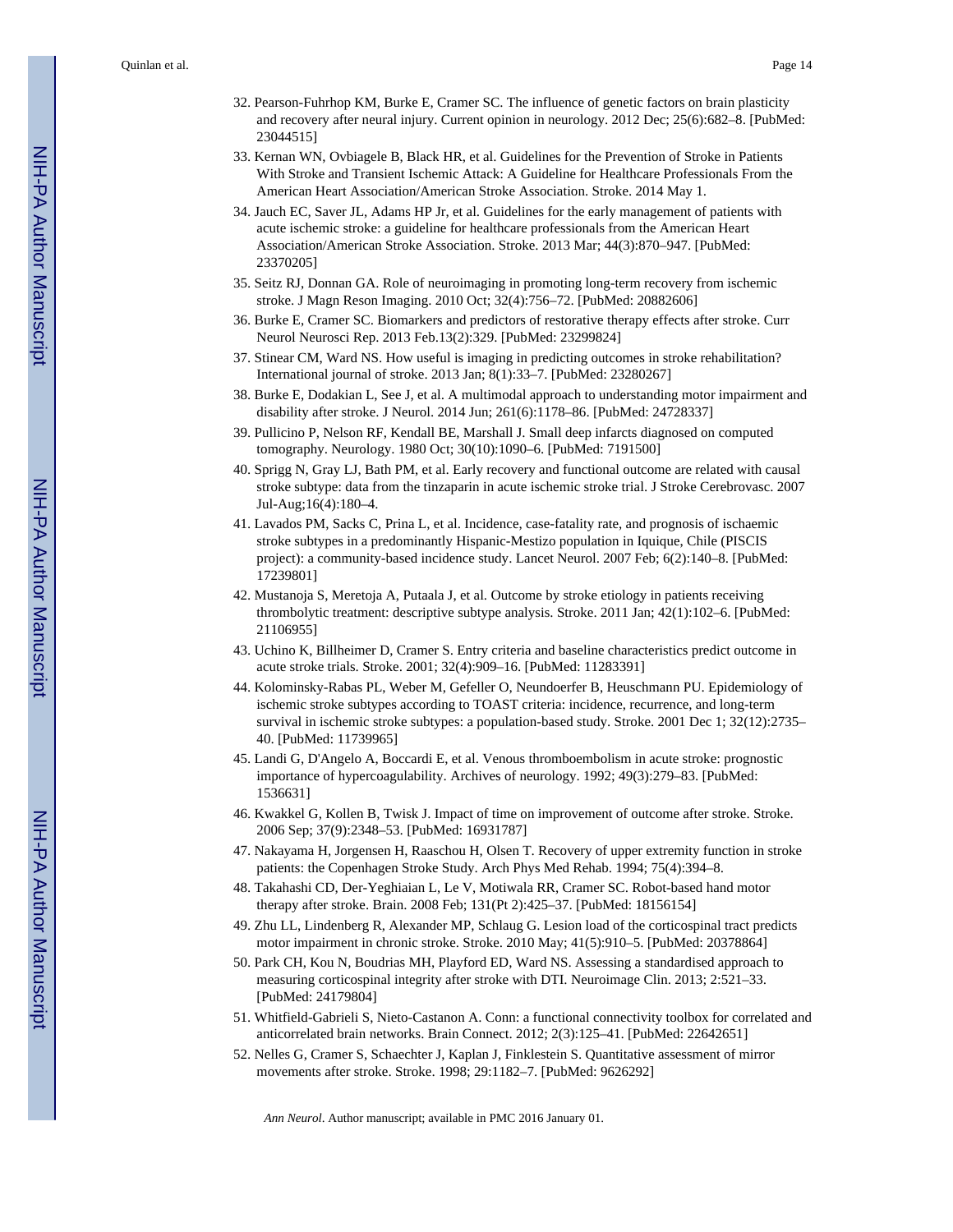32. Pearson-Fuhrhop KM, Burke E, Cramer SC. The influence of genetic factors on brain plasticity and recovery after neural injury. Current opinion in neurology. 2012 Dec; 25(6):682–8. [PubMed: 23044515]
33. Kernan WN, Ovbiagele B, Black HR, et al. Guidelines for the Prevention of Stroke in Patients With Stroke and Transient Ischemic Attack: A Guideline for Healthcare Professionals From the American Heart Association/American Stroke Association. Stroke. 2014 May 1.
34. Jauch EC, Saver JL, Adams HP Jr, et al. Guidelines for the early management of patients with acute ischemic stroke: a guideline for healthcare professionals from the American Heart Association/American Stroke Association. Stroke. 2013 Mar; 44(3):870–947. [PubMed: 23370205]
35. Seitz RJ, Donnan GA. Role of neuroimaging in promoting long-term recovery from ischemic stroke. J Magn Reson Imaging. 2010 Oct; 32(4):756–72. [PubMed: 20882606]
36. Burke E, Cramer SC. Biomarkers and predictors of restorative therapy effects after stroke. Curr Neurol Neurosci Rep. 2013 Feb.13(2):329. [PubMed: 23299824]
37. Stinear CM, Ward NS. How useful is imaging in predicting outcomes in stroke rehabilitation? International journal of stroke. 2013 Jan; 8(1):33–7. [PubMed: 23280267]
38. Burke E, Dodakian L, See J, et al. A multimodal approach to understanding motor impairment and disability after stroke. J Neurol. 2014 Jun; 261(6):1178–86. [PubMed: 24728337]
39. Pullicino P, Nelson RF, Kendall BE, Marshall J. Small deep infarcts diagnosed on computed tomography. Neurology. 1980 Oct; 30(10):1090–6. [PubMed: 7191500]
40. Sprigg N, Gray LJ, Bath PM, et al. Early recovery and functional outcome are related with causal stroke subtype: data from the tinzaparin in acute ischemic stroke trial. J Stroke Cerebrovasc. 2007 Jul-Aug;16(4):180–4.
41. Lavados PM, Sacks C, Prina L, et al. Incidence, case-fatality rate, and prognosis of ischaemic stroke subtypes in a predominantly Hispanic-Mestizo population in Iquique, Chile (PISCIS project): a community-based incidence study. Lancet Neurol. 2007 Feb; 6(2):140–8. [PubMed: 17239801]
42. Mustanoja S, Meretoja A, Putaala J, et al. Outcome by stroke etiology in patients receiving thrombolytic treatment: descriptive subtype analysis. Stroke. 2011 Jan; 42(1):102–6. [PubMed: 21106955]
43. Uchino K, Billheimer D, Cramer S. Entry criteria and baseline characteristics predict outcome in acute stroke trials. Stroke. 2001; 32(4):909–16. [PubMed: 11283391]
44. Kolominsky-Rabas PL, Weber M, Gefeller O, Neundoerfer B, Heuschmann PU. Epidemiology of ischemic stroke subtypes according to TOAST criteria: incidence, recurrence, and long-term survival in ischemic stroke subtypes: a population-based study. Stroke. 2001 Dec 1; 32(12):2735–40. [PubMed: 11739965]
45. Landi G, D'Angelo A, Boccardi E, et al. Venous thromboembolism in acute stroke: prognostic importance of hypercoagulability. Archives of neurology. 1992; 49(3):279–83. [PubMed: 1536631]
46. Kwakkel G, Kollen B, Twisk J. Impact of time on improvement of outcome after stroke. Stroke. 2006 Sep; 37(9):2348–53. [PubMed: 16931787]
47. Nakayama H, Jorgensen H, Raaschou H, Olsen T. Recovery of upper extremity function in stroke patients: the Copenhagen Stroke Study. Arch Phys Med Rehab. 1994; 75(4):394–8.
48. Takahashi CD, Der-Yeghiaian L, Le V, Motiwala RR, Cramer SC. Robot-based hand motor therapy after stroke. Brain. 2008 Feb; 131(Pt 2):425–37. [PubMed: 18156154]
49. Zhu LL, Lindenberg R, Alexander MP, Schlaug G. Lesion load of the corticospinal tract predicts motor impairment in chronic stroke. Stroke. 2010 May; 41(5):910–5. [PubMed: 20378864]
50. Park CH, Kou N, Boudrias MH, Playford ED, Ward NS. Assessing a standardised approach to measuring corticospinal integrity after stroke with DTI. Neuroimage Clin. 2013; 2:521–33. [PubMed: 24179804]
51. Whitfield-Gabrieli S, Nieto-Castanon A. Conn: a functional connectivity toolbox for correlated and anticorrelated brain networks. Brain Connect. 2012; 2(3):125–41. [PubMed: 22642651]
52. Nelles G, Cramer S, Schaechter J, Kaplan J, Finklestein S. Quantitative assessment of mirror movements after stroke. Stroke. 1998; 29:1182–7. [PubMed: 9626292]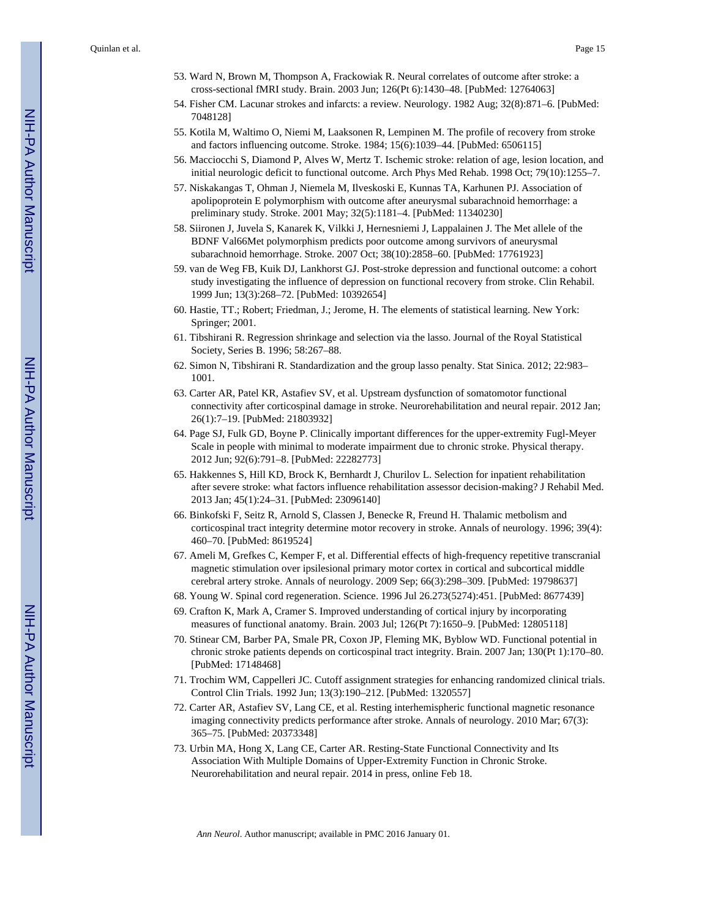53. Ward N, Brown M, Thompson A, Frackowiak R. Neural correlates of outcome after stroke: a cross-sectional fMRI study. Brain. 2003 Jun; 126(Pt 6):1430–48. [PubMed: 12764063]
54. Fisher CM. Lacunar strokes and infarcts: a review. Neurology. 1982 Aug; 32(8):871–6. [PubMed: 7048128]
55. Kotila M, Waltimo O, Niemi M, Laaksonen R, Lempinen M. The profile of recovery from stroke and factors influencing outcome. Stroke. 1984; 15(6):1039–44. [PubMed: 6506115]
56. Macciocchi S, Diamond P, Alves W, Mertz T. Ischemic stroke: relation of age, lesion location, and initial neurologic deficit to functional outcome. Arch Phys Med Rehab. 1998 Oct; 79(10):1255–7.
57. Niskakangas T, Ohman J, Niemela M, Ilveskoski E, Kunnas TA, Karhunen PJ. Association of apolipoprotein E polymorphism with outcome after aneurysmal subarachnoid hemorrhage: a preliminary study. Stroke. 2001 May; 32(5):1181–4. [PubMed: 11340230]
58. Siironen J, Juvela S, Kanarek K, Vilkki J, Hernesniemi J, Lappalainen J. The Met allele of the BDNF Val66Met polymorphism predicts poor outcome among survivors of aneurysmal subarachnoid hemorrhage. Stroke. 2007 Oct; 38(10):2858–60. [PubMed: 17761923]
59. van de Weg FB, Kuik DJ, Lankhorst GJ. Post-stroke depression and functional outcome: a cohort study investigating the influence of depression on functional recovery from stroke. Clin Rehabil. 1999 Jun; 13(3):268–72. [PubMed: 10392654]
60. Hastie, TT.; Robert; Friedman, J.; Jerome, H. The elements of statistical learning. New York: Springer; 2001.
61. Tibshirani R. Regression shrinkage and selection via the lasso. Journal of the Royal Statistical Society, Series B. 1996; 58:267–88.
62. Simon N, Tibshirani R. Standardization and the group lasso penalty. Stat Sinica. 2012; 22:983–1001.
63. Carter AR, Patel KR, Astafiev SV, et al. Upstream dysfunction of somatomotor functional connectivity after corticospinal damage in stroke. Neurorehabilitation and neural repair. 2012 Jan; 26(1):7–19. [PubMed: 21803932]
64. Page SJ, Fulk GD, Boyne P. Clinically important differences for the upper-extremity Fugl-Meyer Scale in people with minimal to moderate impairment due to chronic stroke. Physical therapy. 2012 Jun; 92(6):791–8. [PubMed: 22282773]
65. Hakkennes S, Hill KD, Brock K, Bernhardt J, Churilov L. Selection for inpatient rehabilitation after severe stroke: what factors influence rehabilitation assessor decision-making? J Rehabil Med. 2013 Jan; 45(1):24–31. [PubMed: 23096140]
66. Binkofski F, Seitz R, Arnold S, Classen J, Benecke R, Freund H. Thalamic metbolism and corticospinal tract integrity determine motor recovery in stroke. Annals of neurology. 1996; 39(4):460–70. [PubMed: 8619524]
67. Ameli M, Grefkes C, Kemper F, et al. Differential effects of high-frequency repetitive transcranial magnetic stimulation over ipsilesional primary motor cortex in cortical and subcortical middle cerebral artery stroke. Annals of neurology. 2009 Sep; 66(3):298–309. [PubMed: 19798637]
68. Young W. Spinal cord regeneration. Science. 1996 Jul 26.273(5274):451. [PubMed: 8677439]
69. Crafton K, Mark A, Cramer S. Improved understanding of cortical injury by incorporating measures of functional anatomy. Brain. 2003 Jul; 126(Pt 7):1650–9. [PubMed: 12805118]
70. Stinear CM, Barber PA, Smale PR, Coxon JP, Fleming MK, Byblow WD. Functional potential in chronic stroke patients depends on corticospinal tract integrity. Brain. 2007 Jan; 130(Pt 1):170–80. [PubMed: 17148468]
71. Trochim WM, Cappelleri JC. Cutoff assignment strategies for enhancing randomized clinical trials. Control Clin Trials. 1992 Jun; 13(3):190–212. [PubMed: 1320557]
72. Carter AR, Astafiev SV, Lang CE, et al. Resting interhemispheric functional magnetic resonance imaging connectivity predicts performance after stroke. Annals of neurology. 2010 Mar; 67(3):365–75. [PubMed: 20373348]
73. Urbin MA, Hong X, Lang CE, Carter AR. Resting-State Functional Connectivity and Its Association With Multiple Domains of Upper-Extremity Function in Chronic Stroke. Neurorehabilitation and neural repair. 2014 in press, online Feb 18.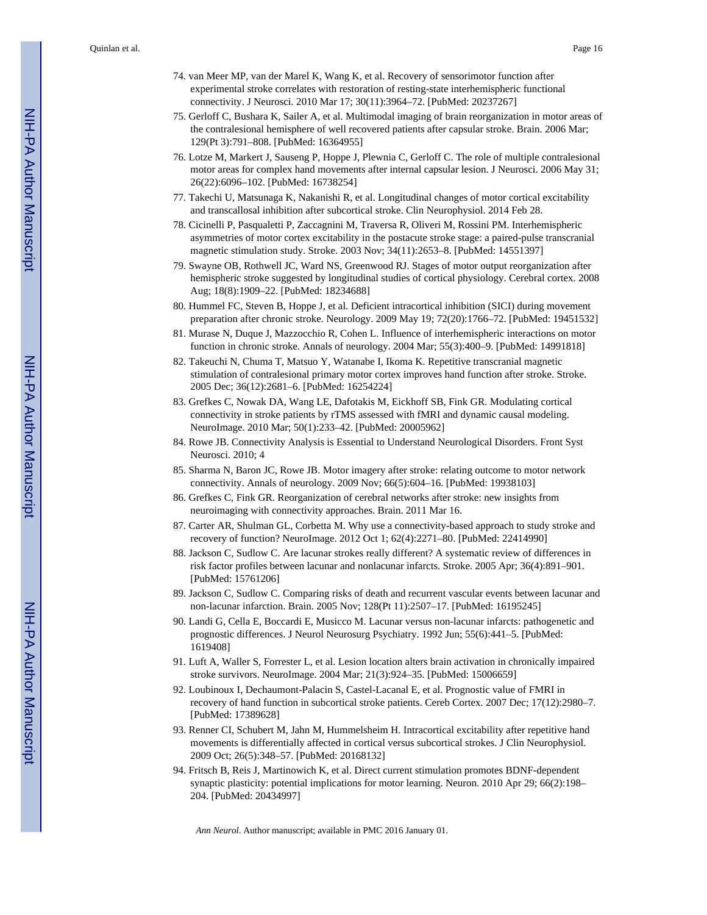74. van Meer MP, van der Marel K, Wang K, et al. Recovery of sensorimotor function after experimental stroke correlates with restoration of resting-state interhemispheric functional connectivity. J Neurosci. 2010 Mar 17; 30(11):3964–72. [PubMed: 20237267]
75. Gerloff C, Bushara K, Sailer A, et al. Multimodal imaging of brain reorganization in motor areas of the contralesional hemisphere of well recovered patients after capsular stroke. Brain. 2006 Mar; 129(Pt 3):791–808. [PubMed: 16364955]
76. Lotze M, Markert J, Sauseng P, Hoppe J, Plewnia C, Gerloff C. The role of multiple contralesional motor areas for complex hand movements after internal capsular lesion. J Neurosci. 2006 May 31; 26(22):6096–102. [PubMed: 16738254]
77. Takechi U, Matsunaga K, Nakanishi R, et al. Longitudinal changes of motor cortical excitability and transcallosal inhibition after subcortical stroke. Clin Neurophysiol. 2014 Feb 28.
78. Cicinelli P, Pasqualetti P, Zaccagnini M, Traversa R, Oliveri M, Rossini PM. Interhemispheric asymmetries of motor cortex excitability in the postacute stroke stage: a paired-pulse transcranial magnetic stimulation study. Stroke. 2003 Nov; 34(11):2653–8. [PubMed: 14551397]
79. Swayne OB, Rothwell JC, Ward NS, Greenwood RJ. Stages of motor output reorganization after hemispheric stroke suggested by longitudinal studies of cortical physiology. Cerebral cortex. 2008 Aug; 18(8):1909–22. [PubMed: 18234688]
80. Hummel FC, Steven B, Hoppe J, et al. Deficient intracortical inhibition (SICI) during movement preparation after chronic stroke. Neurology. 2009 May 19; 72(20):1766–72. [PubMed: 19451532]
81. Murase N, Duque J, Mazzocchio R, Cohen L. Influence of interhemispheric interactions on motor function in chronic stroke. Annals of neurology. 2004 Mar; 55(3):400–9. [PubMed: 14991818]
82. Takeuchi N, Chuma T, Matsuo Y, Watanabe I, Ikoma K. Repetitive transcranial magnetic stimulation of contralesional primary motor cortex improves hand function after stroke. Stroke. 2005 Dec; 36(12):2681–6. [PubMed: 16254224]
83. Grefkes C, Nowak DA, Wang LE, Dafotakis M, Eickhoff SB, Fink GR. Modulating cortical connectivity in stroke patients by rTMS assessed with fMRI and dynamic causal modeling. NeuroImage. 2010 Mar; 50(1):233–42. [PubMed: 20005962]
84. Rowe JB. Connectivity Analysis is Essential to Understand Neurological Disorders. Front Syst Neurosci. 2010; 4
85. Sharma N, Baron JC, Rowe JB. Motor imagery after stroke: relating outcome to motor network connectivity. Annals of neurology. 2009 Nov; 66(5):604–16. [PubMed: 19938103]
86. Grefkes C, Fink GR. Reorganization of cerebral networks after stroke: new insights from neuroimaging with connectivity approaches. Brain. 2011 Mar 16.
87. Carter AR, Shulman GL, Corbetta M. Why use a connectivity-based approach to study stroke and recovery of function? NeuroImage. 2012 Oct 1; 62(4):2271–80. [PubMed: 22414990]
88. Jackson C, Sudlow C. Are lacunar strokes really different? A systematic review of differences in risk factor profiles between lacunar and nonlacunar infarcts. Stroke. 2005 Apr; 36(4):891–901. [PubMed: 15761206]
89. Jackson C, Sudlow C. Comparing risks of death and recurrent vascular events between lacunar and non-lacunar infarction. Brain. 2005 Nov; 128(Pt 11):2507–17. [PubMed: 16195245]
90. Landi G, Cella E, Boccardi E, Musicco M. Lacunar versus non-lacunar infarcts: pathogenetic and prognostic differences. J Neurol Neurosurg Psychiatry. 1992 Jun; 55(6):441–5. [PubMed: 1619408]
91. Luft A, Waller S, Forrester L, et al. Lesion location alters brain activation in chronically impaired stroke survivors. NeuroImage. 2004 Mar; 21(3):924–35. [PubMed: 15006659]
92. Loubinoux I, Dechaumont-Palacin S, Castel-Lacanal E, et al. Prognostic value of FMRI in recovery of hand function in subcortical stroke patients. Cereb Cortex. 2007 Dec; 17(12):2980–7. [PubMed: 17389628]
93. Renner CI, Schubert M, Jahn M, Hummelsheim H. Intracortical excitability after repetitive hand movements is differentially affected in cortical versus subcortical strokes. J Clin Neurophysiol. 2009 Oct; 26(5):348–57. [PubMed: 20168132]
94. Fritsch B, Reis J, Martinowich K, et al. Direct current stimulation promotes BDNF-dependent synaptic plasticity: potential implications for motor learning. Neuron. 2010 Apr 29; 66(2):198–204. [PubMed: 20434997]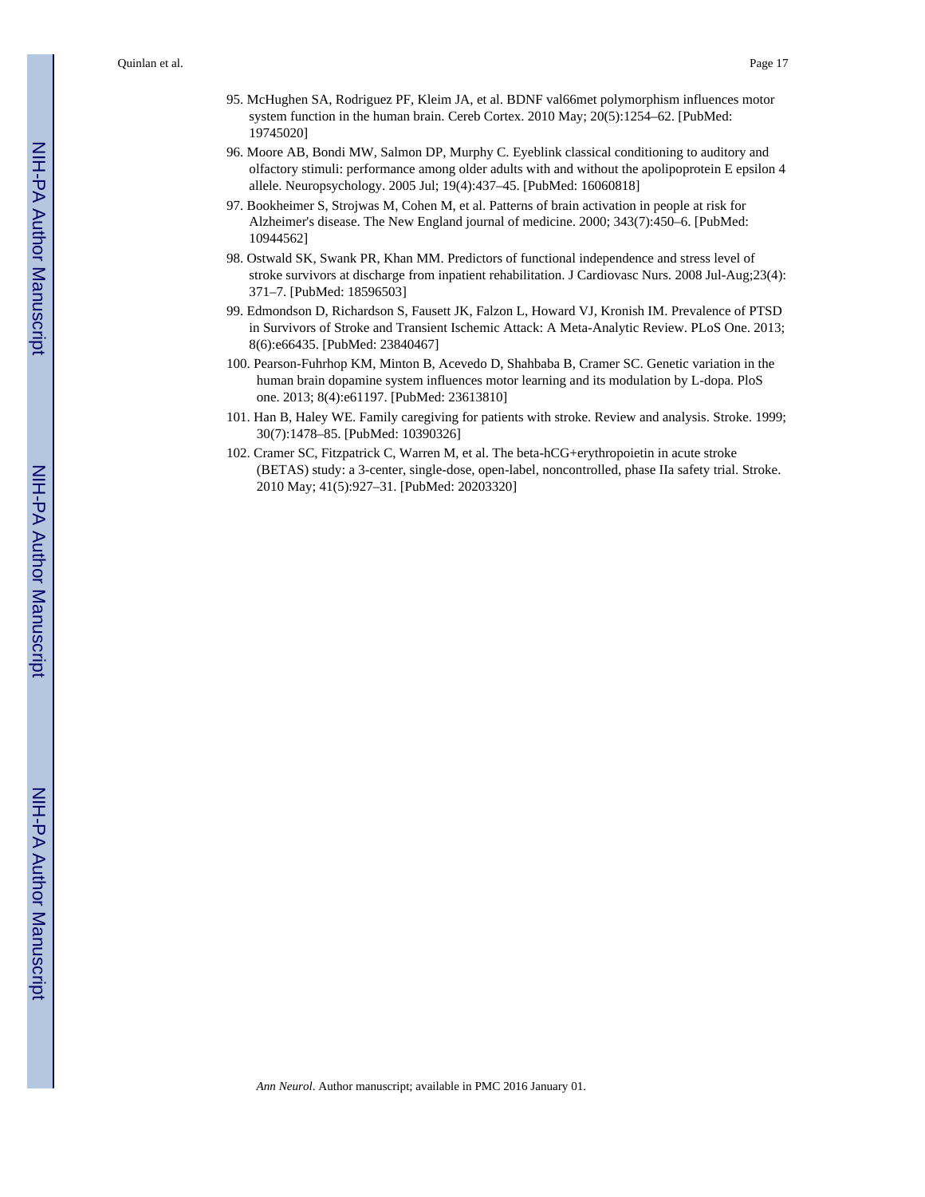95. McHughen SA, Rodriguez PF, Kleim JA, et al. BDNF val66met polymorphism influences motor system function in the human brain. Cereb Cortex. 2010 May; 20(5):1254–62. [PubMed: 19745020]
96. Moore AB, Bondi MW, Salmon DP, Murphy C. Eyeblink classical conditioning to auditory and olfactory stimuli: performance among older adults with and without the apolipoprotein E epsilon 4 allele. Neuropsychology. 2005 Jul; 19(4):437–45. [PubMed: 16060818]
97. Bookheimer S, Strojwas M, Cohen M, et al. Patterns of brain activation in people at risk for Alzheimer's disease. The New England journal of medicine. 2000; 343(7):450–6. [PubMed: 10944562]
98. Ostwald SK, Swank PR, Khan MM. Predictors of functional independence and stress level of stroke survivors at discharge from inpatient rehabilitation. J Cardiovasc Nurs. 2008 Jul-Aug;23(4): 371–7. [PubMed: 18596503]
99. Edmondson D, Richardson S, Fausett JK, Falzon L, Howard VJ, Kronish IM. Prevalence of PTSD in Survivors of Stroke and Transient Ischemic Attack: A Meta-Analytic Review. PLoS One. 2013; 8(6):e66435. [PubMed: 23840467]
100. Pearson-Fuhrhop KM, Minton B, Acevedo D, Shahbaba B, Cramer SC. Genetic variation in the human brain dopamine system influences motor learning and its modulation by L-dopa. PloS one. 2013; 8(4):e61197. [PubMed: 23613810]
101. Han B, Haley WE. Family caregiving for patients with stroke. Review and analysis. Stroke. 1999; 30(7):1478–85. [PubMed: 10390326]
102. Cramer SC, Fitzpatrick C, Warren M, et al. The beta-hCG+erythropoietin in acute stroke (BETAS) study: a 3-center, single-dose, open-label, noncontrolled, phase IIa safety trial. Stroke. 2010 May; 41(5):927–31. [PubMed: 20203320]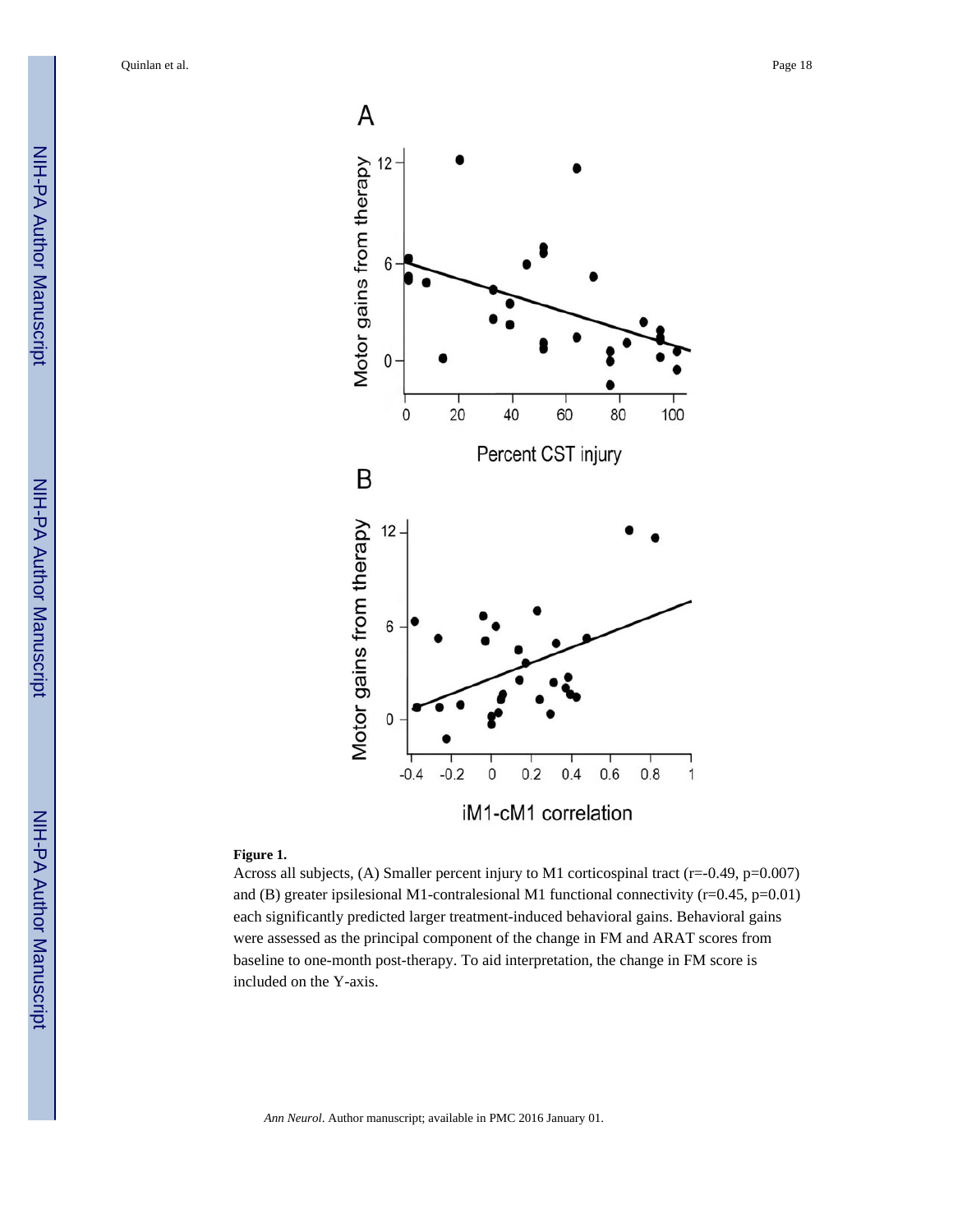**Figure 1.**

Across all subjects, (A) Smaller percent injury to M1 corticospinal tract ($r=-0.49$, $p=0.007$) and (B) greater ipsilesional M1-contralesional M1 functional connectivity ($r=0.45$, $p=0.01$) each significantly predicted larger treatment-induced behavioral gains. Behavioral gains were assessed as the principal component of the change in FM and ARAT scores from baseline to one-month post-therapy. To aid interpretation, the change in FM score is included on the Y-axis.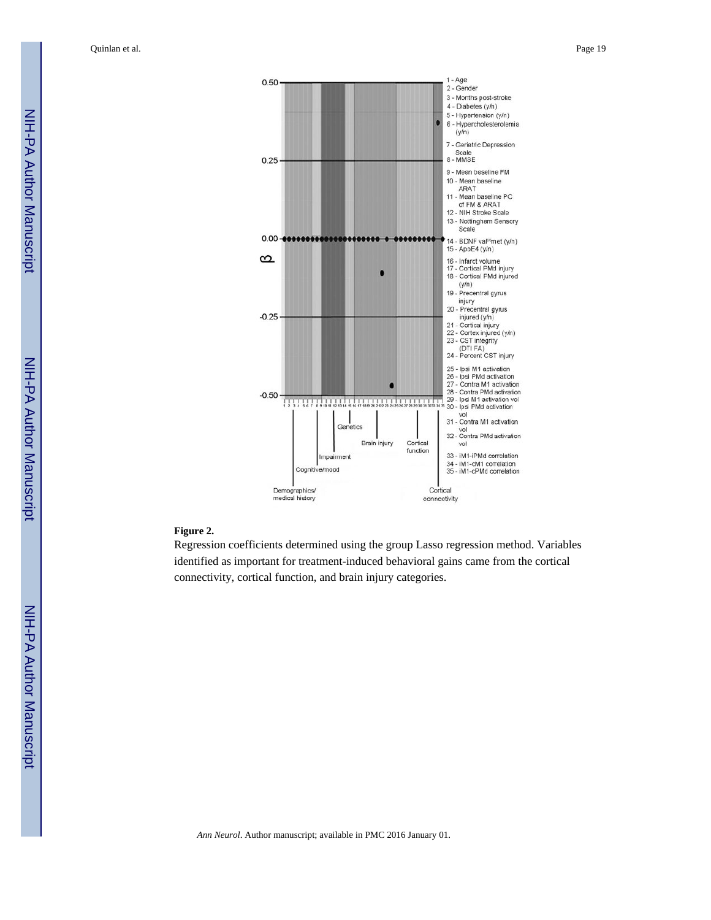**Figure 2.**

Regression coefficients determined using the group Lasso regression method. Variables identified as important for treatment-induced behavioral gains came from the cortical connectivity, cortical function, and brain injury categories.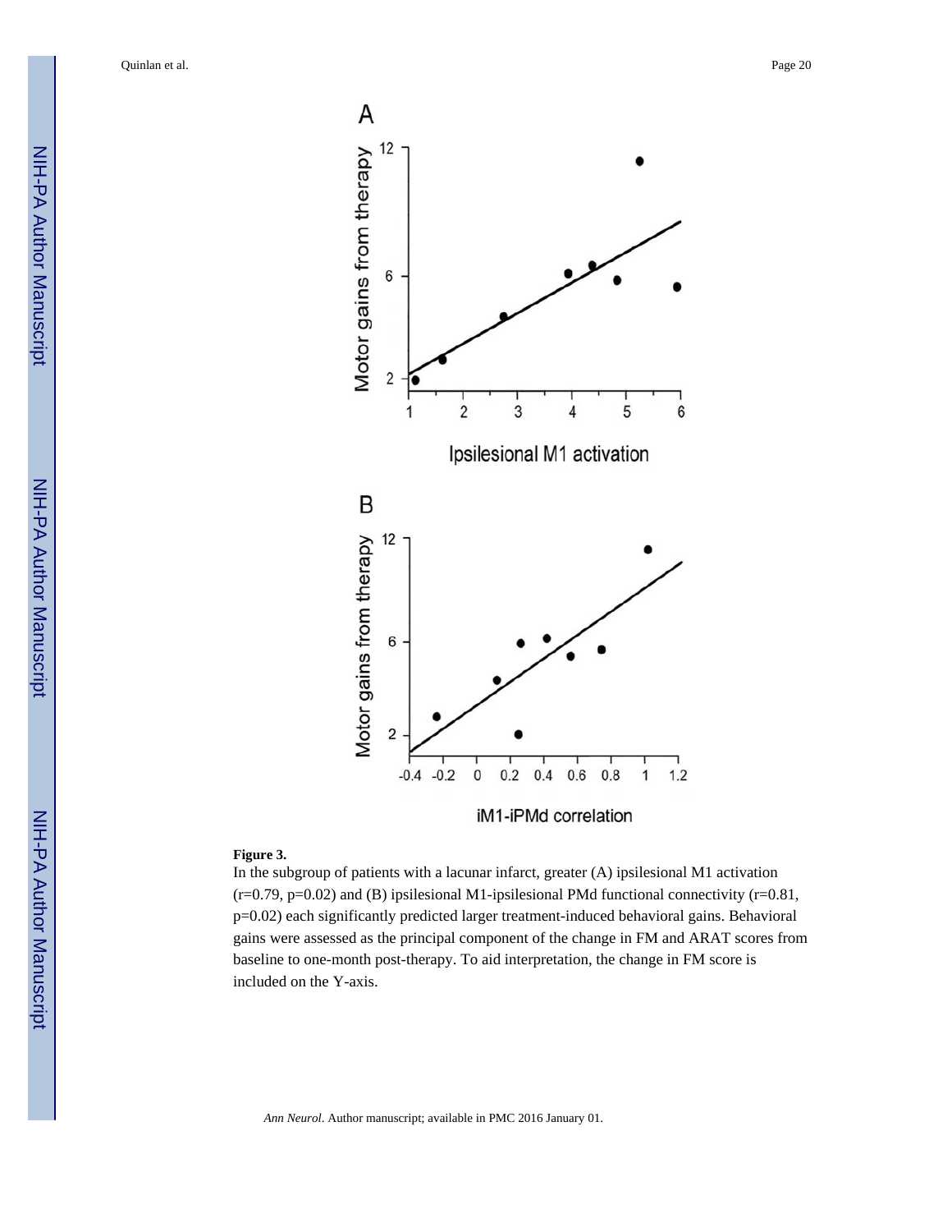**Figure 3.**

In the subgroup of patients with a lacunar infarct, greater (A) ipsilesional M1 activation ($r=0.79$, $p=0.02$) and (B) ipsilesional M1-ipsilesional PMd functional connectivity ($r=0.81$, $p=0.02$) each significantly predicted larger treatment-induced behavioral gains. Behavioral gains were assessed as the principal component of the change in FM and ARAT scores from baseline to one-month post-therapy. To aid interpretation, the change in FM score is included on the Y-axis.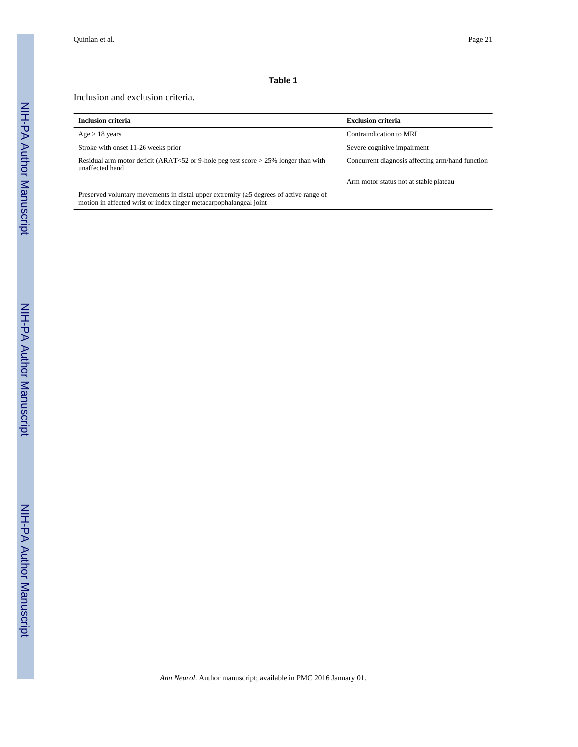**Table 1**

Inclusion and exclusion criteria.

| Inclusion criteria | Exclusion criteria |
| --- | --- |
| Age ≥ 18 years | Contraindication to MRI |
| Stroke with onset 11-26 weeks prior | Severe cognitive impairment |
| Residual arm motor deficit (ARAT<52 or 9-hole peg test score > 25% longer than with unaffected hand | Concurrent diagnosis affecting arm/hand function |
| | Arm motor status not at stable plateau |
| Preserved voluntary movements in distal upper extremity (≥5 degrees of active range of motion in affected wrist or index finger metacarpophalangeal joint | |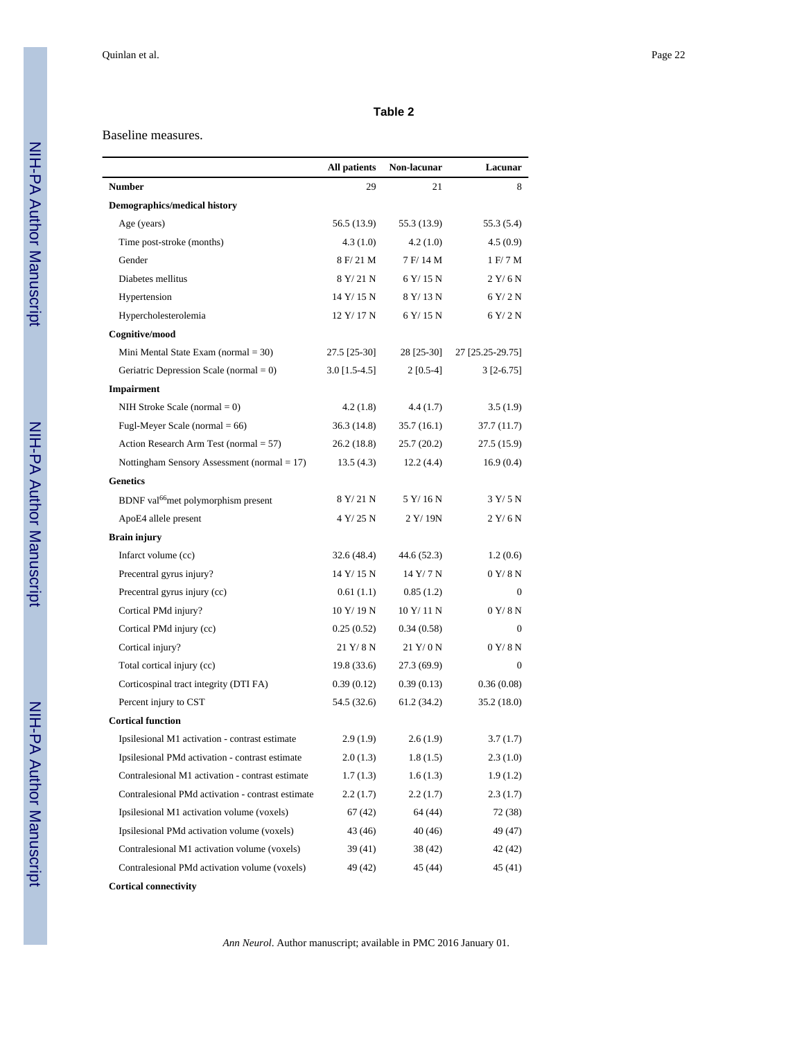## Table 2

Baseline measures.

| | All patients | Non-lacunar | Lacunar |
|---|---|---|---|
| **Number** | 29 | 21 | 8 |
| **Demographics/medical history** | | | |
| Age (years) | 56.5 (13.9) | 55.3 (13.9) | 55.3 (5.4) |
| Time post-stroke (months) | 4.3 (1.0) | 4.2 (1.0) | 4.5 (0.9) |
| Gender | 8 F/ 21 M | 7 F/ 14 M | 1 F/ 7 M |
| Diabetes mellitus | 8 Y/ 21 N | 6 Y/ 15 N | 2 Y/ 6 N |
| Hypertension | 14 Y/ 15 N | 8 Y/ 13 N | 6 Y/ 2 N |
| Hypercholesterolemia | 12 Y/ 17 N | 6 Y/ 15 N | 6 Y/ 2 N |
| **Cognitive/mood** | | | |
| Mini Mental State Exam (normal = 30) | 27.5 [25-30] | 28 [25-30] | 27 [25.25-29.75] |
| Geriatric Depression Scale (normal = 0) | 3.0 [1.5-4.5] | 2 [0.5-4] | 3 [2-6.75] |
| **Impairment** | | | |
| NIH Stroke Scale (normal = 0) | 4.2 (1.8) | 4.4 (1.7) | 3.5 (1.9) |
| Fugl-Meyer Scale (normal = 66) | 36.3 (14.8) | 35.7 (16.1) | 37.7 (11.7) |
| Action Research Arm Test (normal = 57) | 26.2 (18.8) | 25.7 (20.2) | 27.5 (15.9) |
| Nottingham Sensory Assessment (normal = 17) | 13.5 (4.3) | 12.2 (4.4) | 16.9 (0.4) |
| **Genetics** | | | |
| BDNF val$^{66}$met polymorphism present | 8 Y/ 21 N | 5 Y/ 16 N | 3 Y/ 5 N |
| ApoE4 allele present | 4 Y/ 25 N | 2 Y/ 19N | 2 Y/ 6 N |
| **Brain injury** | | | |
| Infarct volume (cc) | 32.6 (48.4) | 44.6 (52.3) | 1.2 (0.6) |
| Precentral gyrus injury? | 14 Y/ 15 N | 14 Y/ 7 N | 0 Y/ 8 N |
| Precentral gyrus injury (cc) | 0.61 (1.1) | 0.85 (1.2) | 0 |
| Cortical PMd injury? | 10 Y/ 19 N | 10 Y/ 11 N | 0 Y/ 8 N |
| Cortical PMd injury (cc) | 0.25 (0.52) | 0.34 (0.58) | 0 |
| Cortical injury? | 21 Y/ 8 N | 21 Y/ 0 N | 0 Y/ 8 N |
| Total cortical injury (cc) | 19.8 (33.6) | 27.3 (69.9) | 0 |
| Corticospinal tract integrity (DTI FA) | 0.39 (0.12) | 0.39 (0.13) | 0.36 (0.08) |
| Percent injury to CST | 54.5 (32.6) | 61.2 (34.2) | 35.2 (18.0) |
| **Cortical function** | | | |
| Ipsilesional M1 activation - contrast estimate | 2.9 (1.9) | 2.6 (1.9) | 3.7 (1.7) |
| Ipsilesional PMd activation - contrast estimate | 2.0 (1.3) | 1.8 (1.5) | 2.3 (1.0) |
| Contralesional M1 activation - contrast estimate | 1.7 (1.3) | 1.6 (1.3) | 1.9 (1.2) |
| Contralesional PMd activation - contrast estimate | 2.2 (1.7) | 2.2 (1.7) | 2.3 (1.7) |
| Ipsilesional M1 activation volume (voxels) | 67 (42) | 64 (44) | 72 (38) |
| Ipsilesional PMd activation volume (voxels) | 43 (46) | 40 (46) | 49 (47) |
| Contralesional M1 activation volume (voxels) | 39 (41) | 38 (42) | 42 (42) |
| Contralesional PMd activation volume (voxels) | 49 (42) | 45 (44) | 45 (41) |
| **Cortical connectivity** | | | |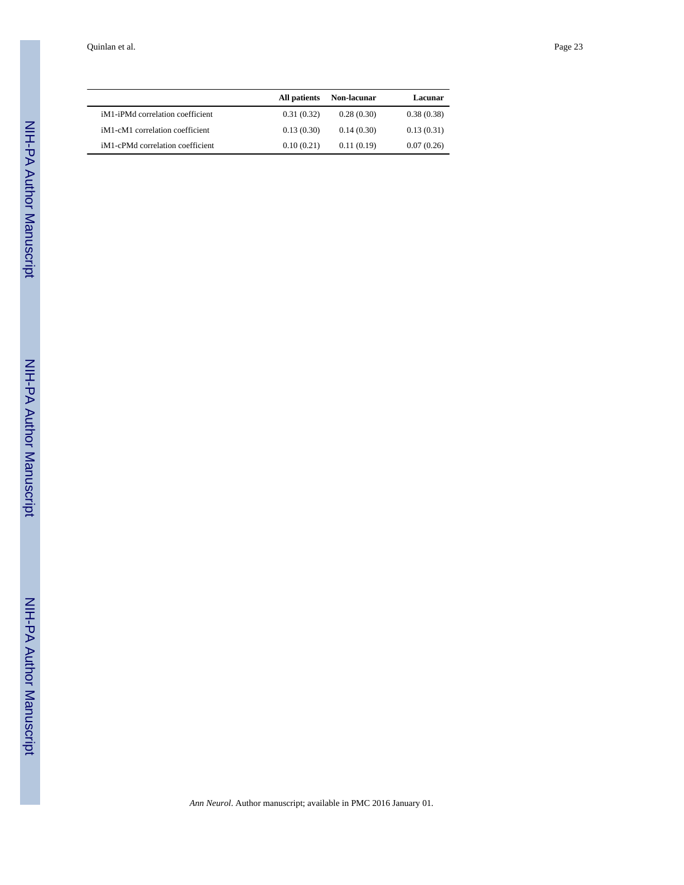| | All patients | Non-lacunar | Lacunar |
|---|---|---|---|
| iM1-iPMd correlation coefficient | 0.31 (0.32) | 0.28 (0.30) | 0.38 (0.38) |
| iM1-cM1 correlation coefficient | 0.13 (0.30) | 0.14 (0.30) | 0.13 (0.31) |
| iM1-cPMd correlation coefficient | 0.10 (0.21) | 0.11 (0.19) | 0.07 (0.26) |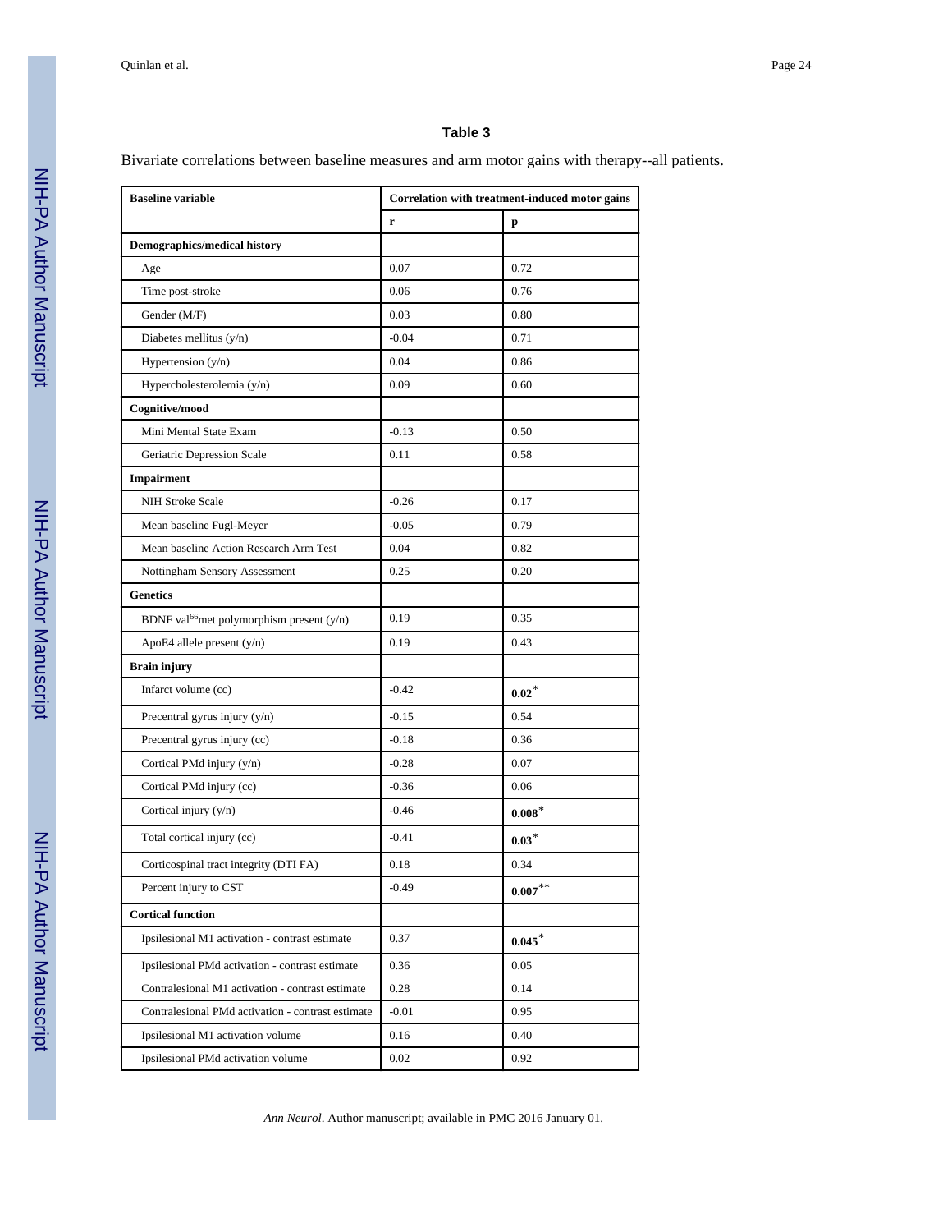### Table 3

Bivariate correlations between baseline measures and arm motor gains with therapy--all patients.

| **Baseline variable** | **Correlation with treatment-induced motor gains** | |
|---|---|---|
| | **r** | **p** |
| **Demographics/medical history** | | |
| Age | 0.07 | 0.72 |
| Time post-stroke | 0.06 | 0.76 |
| Gender (M/F) | 0.03 | 0.80 |
| Diabetes mellitus (y/n) | -0.04 | 0.71 |
| Hypertension (y/n) | 0.04 | 0.86 |
| Hypercholesterolemia (y/n) | 0.09 | 0.60 |
| **Cognitive/mood** | | |
| Mini Mental State Exam | -0.13 | 0.50 |
| Geriatric Depression Scale | 0.11 | 0.58 |
| **Impairment** | | |
| NIH Stroke Scale | -0.26 | 0.17 |
| Mean baseline Fugl-Meyer | -0.05 | 0.79 |
| Mean baseline Action Research Arm Test | 0.04 | 0.82 |
| Nottingham Sensory Assessment | 0.25 | 0.20 |
| **Genetics** | | |
| BDNF val$^{66}$met polymorphism present (y/n) | 0.19 | 0.35 |
| ApoE4 allele present (y/n) | 0.19 | 0.43 |
| **Brain injury** | | |
| Infarct volume (cc) | -0.42 | **0.02**\* |
| Precentral gyrus injury (y/n) | -0.15 | 0.54 |
| Precentral gyrus injury (cc) | -0.18 | 0.36 |
| Cortical PMd injury (y/n) | -0.28 | 0.07 |
| Cortical PMd injury (cc) | -0.36 | 0.06 |
| Cortical injury (y/n) | -0.46 | **0.008**\* |
| Total cortical injury (cc) | -0.41 | **0.03**\* |
| Corticospinal tract integrity (DTI FA) | 0.18 | 0.34 |
| Percent injury to CST | -0.49 | **0.007**\*\* |
| **Cortical function** | | |
| Ipsilesional M1 activation - contrast estimate | 0.37 | **0.045**\* |
| Ipsilesional PMd activation - contrast estimate | 0.36 | 0.05 |
| Contralesional M1 activation - contrast estimate | 0.28 | 0.14 |
| Contralesional PMd activation - contrast estimate | -0.01 | 0.95 |
| Ipsilesional M1 activation volume | 0.16 | 0.40 |
| Ipsilesional PMd activation volume | 0.02 | 0.92 |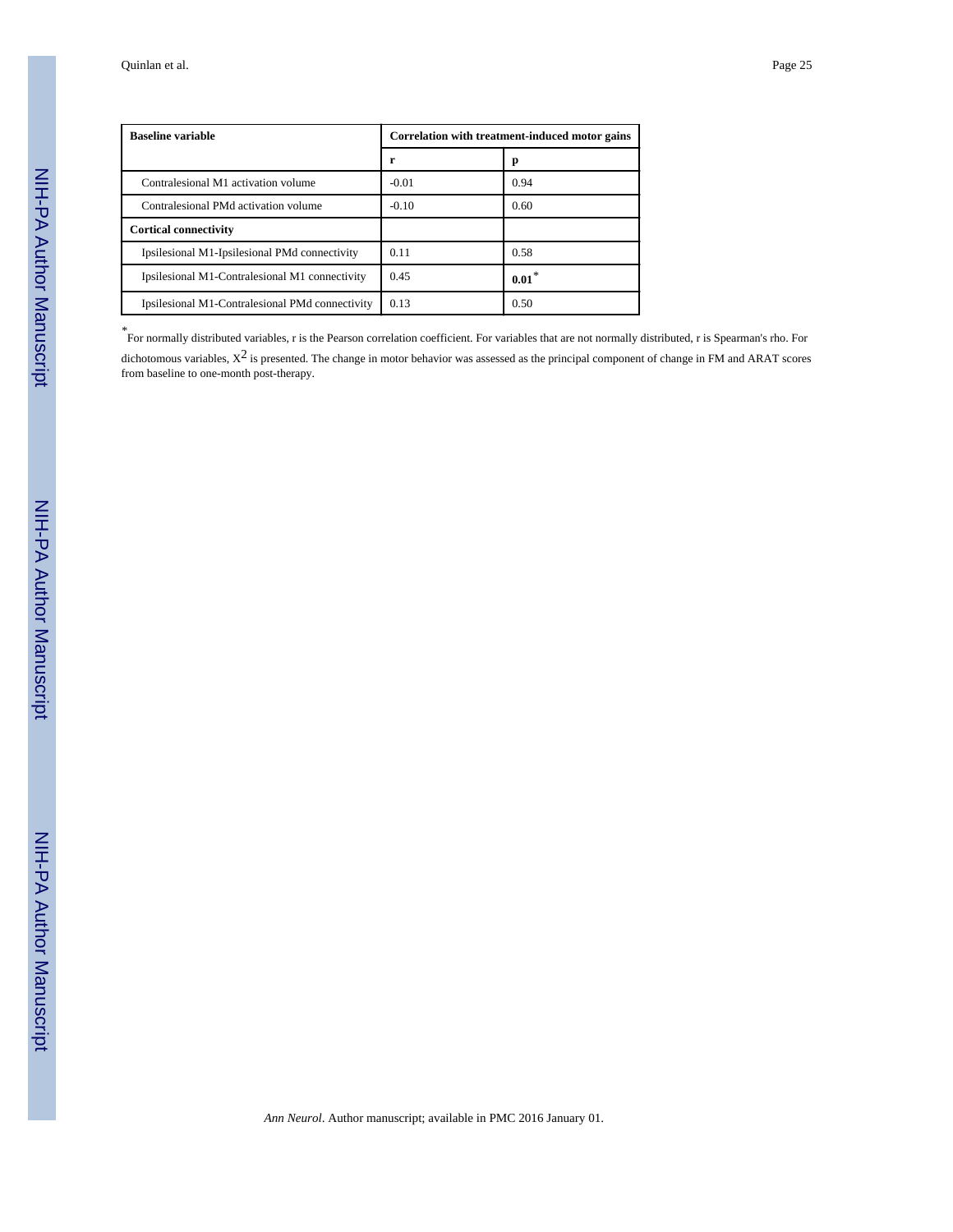| Baseline variable | Correlation with treatment-induced motor gains | |
|---|---|---|
| | r | p |
| Contralesional M1 activation volume | -0.01 | 0.94 |
| Contralesional PMd activation volume | -0.10 | 0.60 |
| **Cortical connectivity** | | |
| Ipsilesional M1-Ipsilesional PMd connectivity | 0.11 | 0.58 |
| Ipsilesional M1-Contralesional M1 connectivity | 0.45 | **0.01***|
| Ipsilesional M1-Contralesional PMd connectivity | 0.13 | 0.50 |

*For normally distributed variables, r is the Pearson correlation coefficient. For variables that are not normally distributed, r is Spearman's rho. For dichotomous variables, $X^2$ is presented. The change in motor behavior was assessed as the principal component of change in FM and ARAT scores from baseline to one-month post-therapy.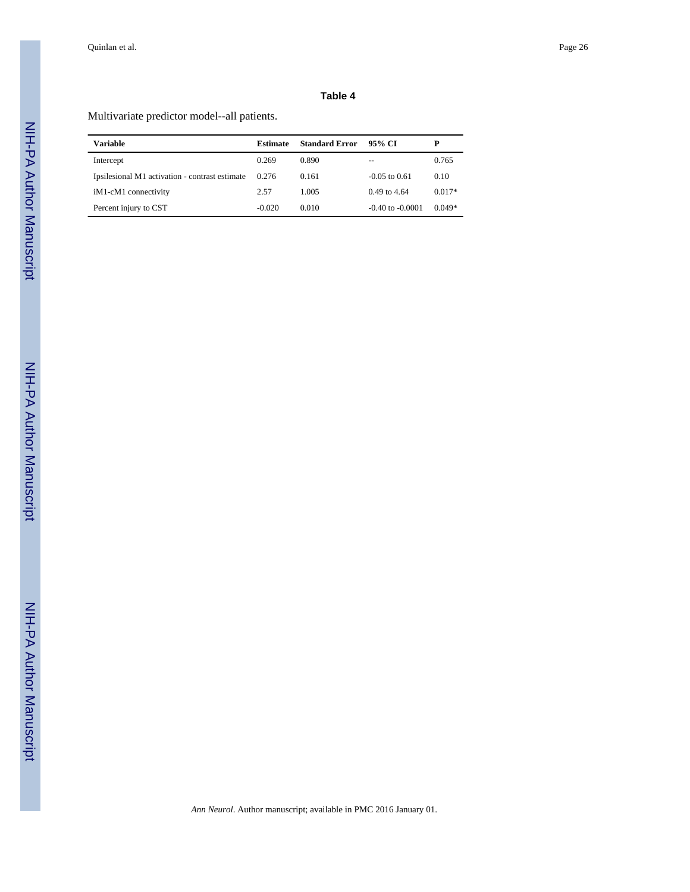# Table 4

Multivariate predictor model--all patients.

| Variable | Estimate | Standard Error | 95% CI | P |
| --- | --- | --- | --- | --- |
| Intercept | 0.269 | 0.890 | -- | 0.765 |
| Ipsilesional M1 activation - contrast estimate | 0.276 | 0.161 | -0.05 to 0.61 | 0.10 |
| iM1-cM1 connectivity | 2.57 | 1.005 | 0.49 to 4.64 | 0.017* |
| Percent injury to CST | -0.020 | 0.010 | -0.40 to -0.0001 | 0.049* |